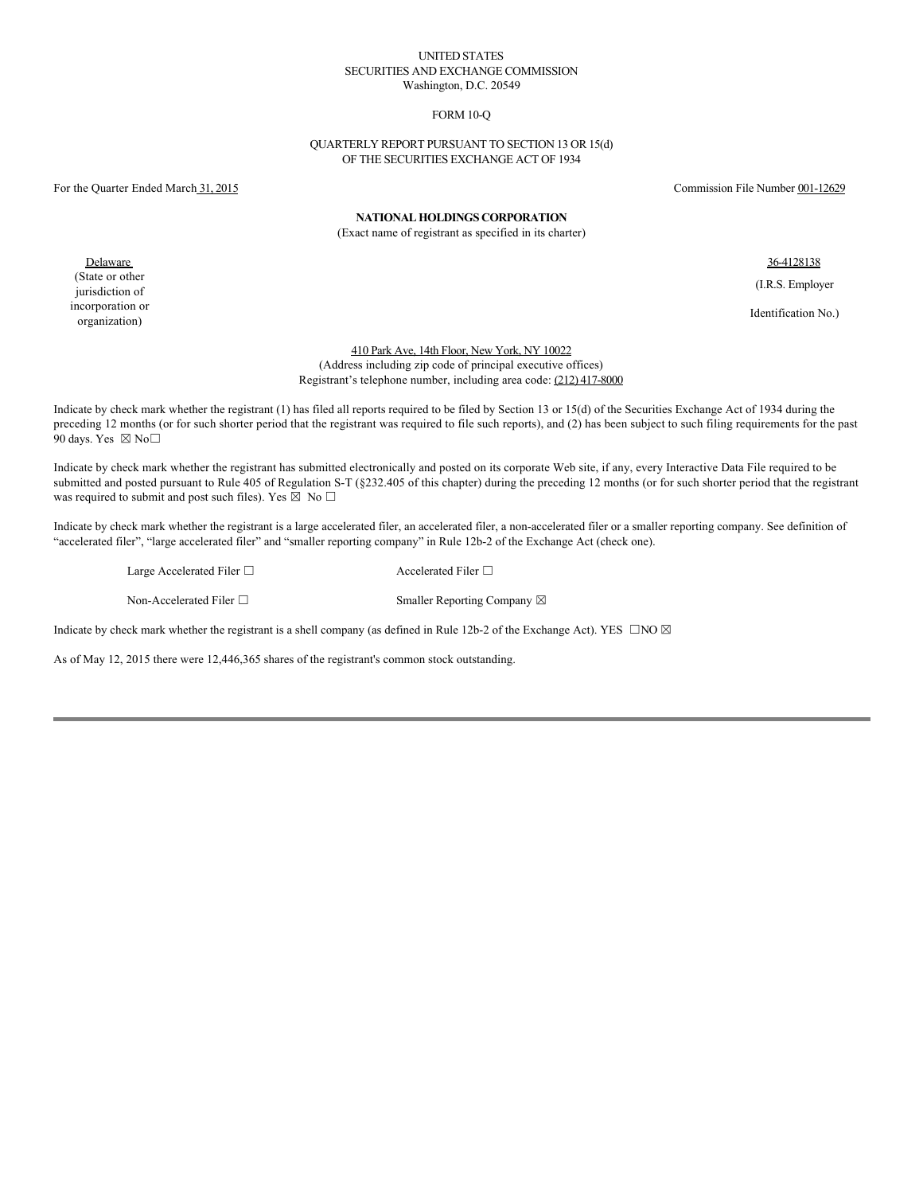UNITED STATES
SECURITIES AND EXCHANGE COMMISSION
Washington, D.C. 20549

FORM 10-Q

QUARTERLY REPORT PURSUANT TO SECTION 13 OR 15(d)
OF THE SECURITIES EXCHANGE ACT OF 1934

For the Quarter Ended March 31, 2015 Commission File Number 001-12629

**NATIONAL HOLDINGS CORPORATION**
(Exact name of registrant as specified in its charter)

| Delaware | 36-4128138 |
|---|---|
| (State or other jurisdiction of incorporation or organization) | (I.R.S. Employer Identification No.) |

410 Park Ave, 14th Floor, New York, NY 10022
(Address including zip code of principal executive offices)
Registrant's telephone number, including area code: (212) 417-8000

Indicate by check mark whether the registrant (1) has filed all reports required to be filed by Section 13 or 15(d) of the Securities Exchange Act of 1934 during the preceding 12 months (or for such shorter period that the registrant was required to file such reports), and (2) has been subject to such filing requirements for the past 90 days. Yes ☒ No☐

Indicate by check mark whether the registrant has submitted electronically and posted on its corporate Web site, if any, every Interactive Data File required to be submitted and posted pursuant to Rule 405 of Regulation S-T (§232.405 of this chapter) during the preceding 12 months (or for such shorter period that the registrant was required to submit and post such files). Yes ☒ No ☐

Indicate by check mark whether the registrant is a large accelerated filer, an accelerated filer, a non-accelerated filer or a smaller reporting company. See definition of "accelerated filer", "large accelerated filer" and "smaller reporting company" in Rule 12b-2 of the Exchange Act (check one).

| Large Accelerated Filer ☐ | Accelerated Filer ☐ |
|---|---|
| Non-Accelerated Filer ☐ | Smaller Reporting Company ☒ |

Indicate by check mark whether the registrant is a shell company (as defined in Rule 12b-2 of the Exchange Act). YES ☐NO ☒

As of May 12, 2015 there were 12,446,365 shares of the registrant's common stock outstanding.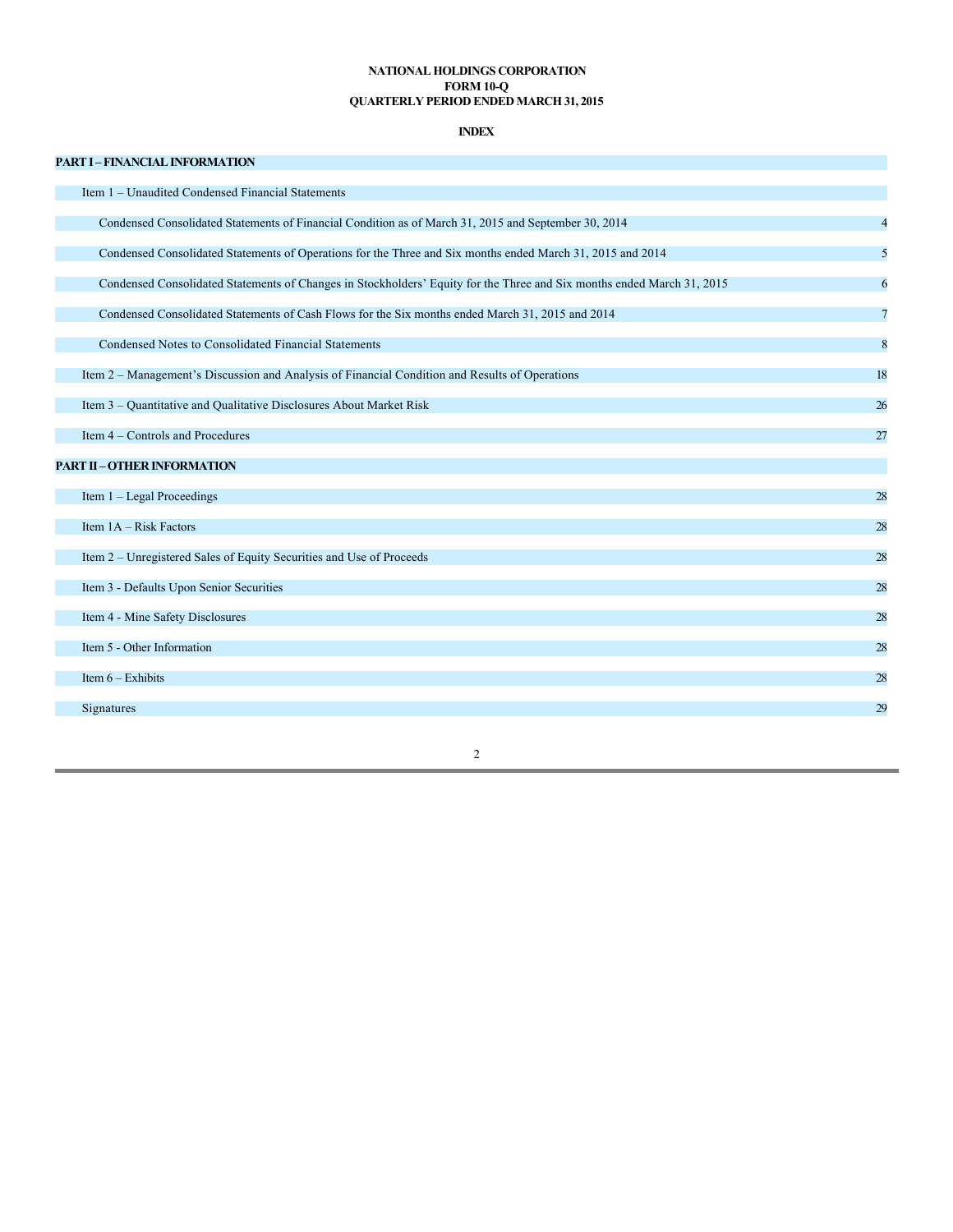**NATIONAL HOLDINGS CORPORATION**
**FORM 10-Q**
**QUARTERLY PERIOD ENDED MARCH 31, 2015**

**INDEX**

| | |
|---|---|
| **PART I – FINANCIAL INFORMATION** | |
| Item 1 – Unaudited Condensed Financial Statements | |
| Condensed Consolidated Statements of Financial Condition as of March 31, 2015 and September 30, 2014 | 4 |
| Condensed Consolidated Statements of Operations for the Three and Six months ended March 31, 2015 and 2014 | 5 |
| Condensed Consolidated Statements of Changes in Stockholders' Equity for the Three and Six months ended March 31, 2015 | 6 |
| Condensed Consolidated Statements of Cash Flows for the Six months ended March 31, 2015 and 2014 | 7 |
| Condensed Notes to Consolidated Financial Statements | 8 |
| Item 2 – Management's Discussion and Analysis of Financial Condition and Results of Operations | 18 |
| Item 3 – Quantitative and Qualitative Disclosures About Market Risk | 26 |
| Item 4 – Controls and Procedures | 27 |
| **PART II – OTHER INFORMATION** | |
| Item 1 – Legal Proceedings | 28 |
| Item 1A – Risk Factors | 28 |
| Item 2 – Unregistered Sales of Equity Securities and Use of Proceeds | 28 |
| Item 3 - Defaults Upon Senior Securities | 28 |
| Item 4 - Mine Safety Disclosures | 28 |
| Item 5 - Other Information | 28 |
| Item 6 – Exhibits | 28 |
| Signatures | 29 |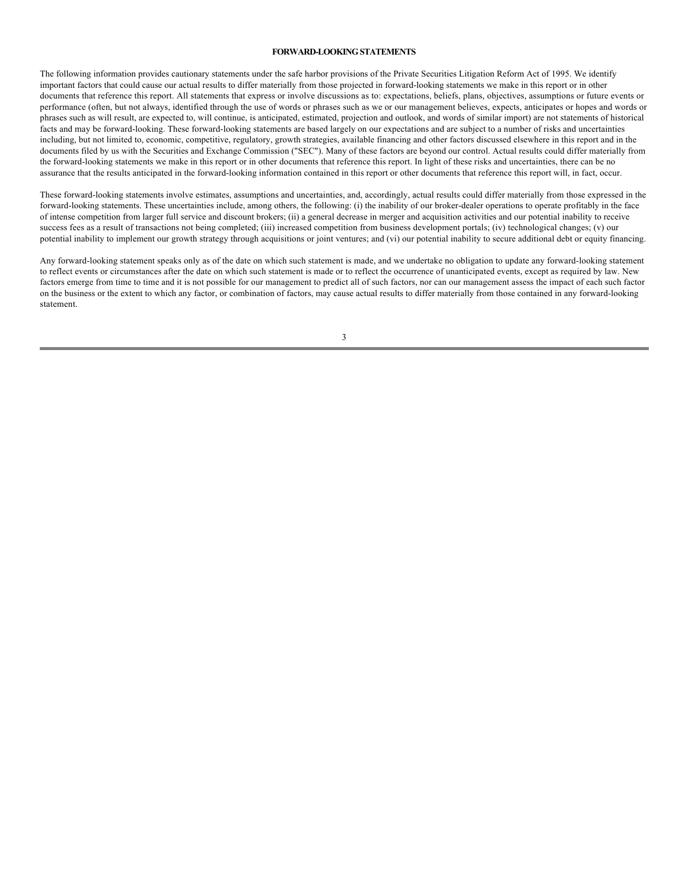## FORWARD-LOOKING STATEMENTS

The following information provides cautionary statements under the safe harbor provisions of the Private Securities Litigation Reform Act of 1995. We identify important factors that could cause our actual results to differ materially from those projected in forward-looking statements we make in this report or in other documents that reference this report. All statements that express or involve discussions as to: expectations, beliefs, plans, objectives, assumptions or future events or performance (often, but not always, identified through the use of words or phrases such as we or our management believes, expects, anticipates or hopes and words or phrases such as will result, are expected to, will continue, is anticipated, estimated, projection and outlook, and words of similar import) are not statements of historical facts and may be forward-looking. These forward-looking statements are based largely on our expectations and are subject to a number of risks and uncertainties including, but not limited to, economic, competitive, regulatory, growth strategies, available financing and other factors discussed elsewhere in this report and in the documents filed by us with the Securities and Exchange Commission ("SEC"). Many of these factors are beyond our control. Actual results could differ materially from the forward-looking statements we make in this report or in other documents that reference this report. In light of these risks and uncertainties, there can be no assurance that the results anticipated in the forward-looking information contained in this report or other documents that reference this report will, in fact, occur.

These forward-looking statements involve estimates, assumptions and uncertainties, and, accordingly, actual results could differ materially from those expressed in the forward-looking statements. These uncertainties include, among others, the following: (i) the inability of our broker-dealer operations to operate profitably in the face of intense competition from larger full service and discount brokers; (ii) a general decrease in merger and acquisition activities and our potential inability to receive success fees as a result of transactions not being completed; (iii) increased competition from business development portals; (iv) technological changes; (v) our potential inability to implement our growth strategy through acquisitions or joint ventures; and (vi) our potential inability to secure additional debt or equity financing.

Any forward-looking statement speaks only as of the date on which such statement is made, and we undertake no obligation to update any forward-looking statement to reflect events or circumstances after the date on which such statement is made or to reflect the occurrence of unanticipated events, except as required by law. New factors emerge from time to time and it is not possible for our management to predict all of such factors, nor can our management assess the impact of each such factor on the business or the extent to which any factor, or combination of factors, may cause actual results to differ materially from those contained in any forward-looking statement.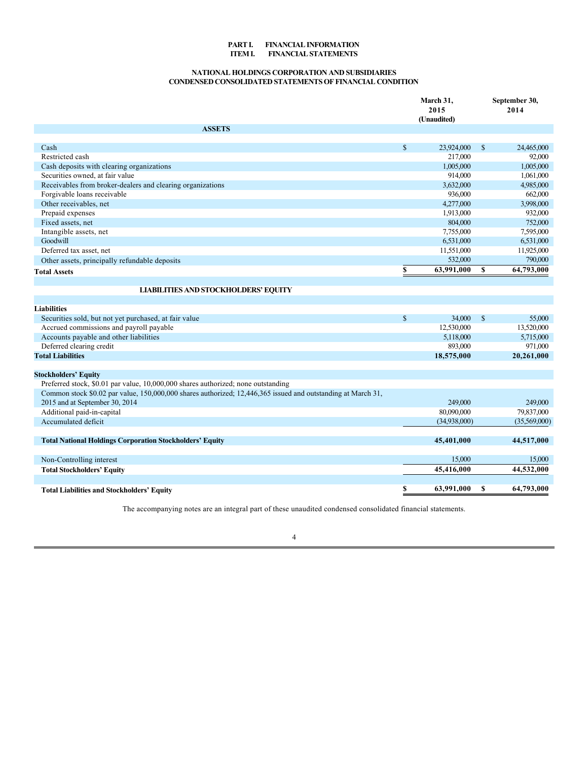# PART I. FINANCIAL INFORMATION
## ITEM I. FINANCIAL STATEMENTS

### NATIONAL HOLDINGS CORPORATION AND SUBSIDIARIES
### CONDENSED CONSOLIDATED STATEMENTS OF FINANCIAL CONDITION

| | March 31, 2015 (Unaudited) | September 30, 2014 |
|---|---|---|
| **ASSETS** | | |
| Cash | $ 23,924,000 | $ 24,465,000 |
| Restricted cash | 217,000 | 92,000 |
| Cash deposits with clearing organizations | 1,005,000 | 1,005,000 |
| Securities owned, at fair value | 914,000 | 1,061,000 |
| Receivables from broker-dealers and clearing organizations | 3,632,000 | 4,985,000 |
| Forgivable loans receivable | 936,000 | 662,000 |
| Other receivables, net | 4,277,000 | 3,998,000 |
| Prepaid expenses | 1,913,000 | 932,000 |
| Fixed assets, net | 804,000 | 752,000 |
| Intangible assets, net | 7,755,000 | 7,595,000 |
| Goodwill | 6,531,000 | 6,531,000 |
| Deferred tax asset, net | 11,551,000 | 11,925,000 |
| Other assets, principally refundable deposits | 532,000 | 790,000 |
| **Total Assets** | **$ 63,991,000** | **$ 64,793,000** |
| **LIABILITIES AND STOCKHOLDERS' EQUITY** | | |
| **Liabilities** | | |
| Securities sold, but not yet purchased, at fair value | $ 34,000 | $ 55,000 |
| Accrued commissions and payroll payable | 12,530,000 | 13,520,000 |
| Accounts payable and other liabilities | 5,118,000 | 5,715,000 |
| Deferred clearing credit | 893,000 | 971,000 |
| **Total Liabilities** | **18,575,000** | **20,261,000** |
| **Stockholders' Equity** | | |
| Preferred stock, $0.01 par value, 10,000,000 shares authorized; none outstanding | | |
| Common stock $0.02 par value, 150,000,000 shares authorized; 12,446,365 issued and outstanding at March 31, 2015 and at September 30, 2014 | 249,000 | 249,000 |
| Additional paid-in-capital | 80,090,000 | 79,837,000 |
| Accumulated deficit | (34,938,000) | (35,569,000) |
| **Total National Holdings Corporation Stockholders' Equity** | **45,401,000** | **44,517,000** |
| Non-Controlling interest | 15,000 | 15,000 |
| **Total Stockholders' Equity** | **45,416,000** | **44,532,000** |
| **Total Liabilities and Stockholders' Equity** | **$ 63,991,000** | **$ 64,793,000** |

The accompanying notes are an integral part of these unaudited condensed consolidated financial statements.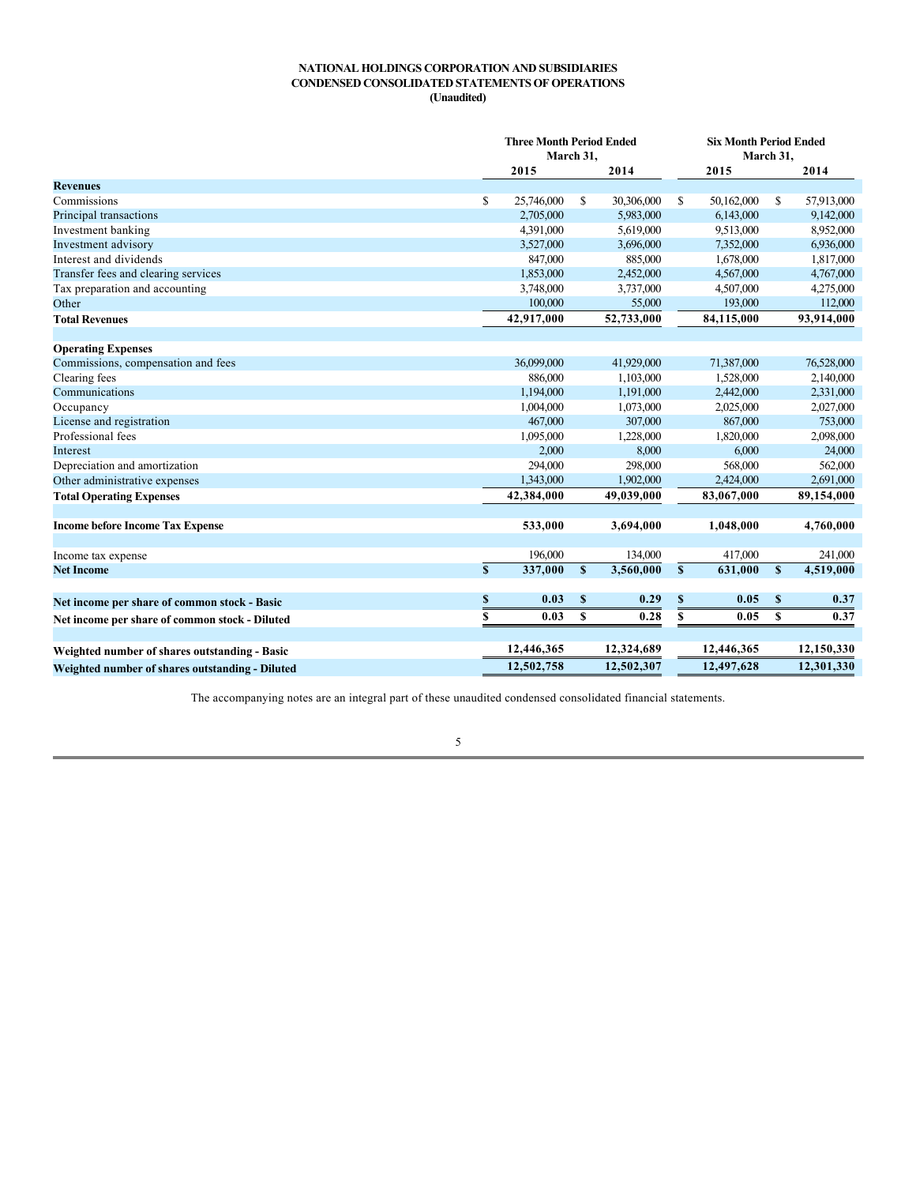**NATIONAL HOLDINGS CORPORATION AND SUBSIDIARIES**
**CONDENSED CONSOLIDATED STATEMENTS OF OPERATIONS**
**(Unaudited)**

| | Three Month Period Ended March 31, | | Six Month Period Ended March 31, | |
|---|---|---|---|---|
| | 2015 | 2014 | 2015 | 2014 |
| **Revenues** | | | | |
| Commissions | $ 25,746,000 | $ 30,306,000 | $ 50,162,000 | $ 57,913,000 |
| Principal transactions | 2,705,000 | 5,983,000 | 6,143,000 | 9,142,000 |
| Investment banking | 4,391,000 | 5,619,000 | 9,513,000 | 8,952,000 |
| Investment advisory | 3,527,000 | 3,696,000 | 7,352,000 | 6,936,000 |
| Interest and dividends | 847,000 | 885,000 | 1,678,000 | 1,817,000 |
| Transfer fees and clearing services | 1,853,000 | 2,452,000 | 4,567,000 | 4,767,000 |
| Tax preparation and accounting | 3,748,000 | 3,737,000 | 4,507,000 | 4,275,000 |
| Other | 100,000 | 55,000 | 193,000 | 112,000 |
| **Total Revenues** | **42,917,000** | **52,733,000** | **84,115,000** | **93,914,000** |
| | | | | |
| **Operating Expenses** | | | | |
| Commissions, compensation and fees | 36,099,000 | 41,929,000 | 71,387,000 | 76,528,000 |
| Clearing fees | 886,000 | 1,103,000 | 1,528,000 | 2,140,000 |
| Communications | 1,194,000 | 1,191,000 | 2,442,000 | 2,331,000 |
| Occupancy | 1,004,000 | 1,073,000 | 2,025,000 | 2,027,000 |
| License and registration | 467,000 | 307,000 | 867,000 | 753,000 |
| Professional fees | 1,095,000 | 1,228,000 | 1,820,000 | 2,098,000 |
| Interest | 2,000 | 8,000 | 6,000 | 24,000 |
| Depreciation and amortization | 294,000 | 298,000 | 568,000 | 562,000 |
| Other administrative expenses | 1,343,000 | 1,902,000 | 2,424,000 | 2,691,000 |
| **Total Operating Expenses** | **42,384,000** | **49,039,000** | **83,067,000** | **89,154,000** |
| | | | | |
| **Income before Income Tax Expense** | **533,000** | **3,694,000** | **1,048,000** | **4,760,000** |
| | | | | |
| Income tax expense | 196,000 | 134,000 | 417,000 | 241,000 |
| **Net Income** | **$ 337,000** | **$ 3,560,000** | **$ 631,000** | **$ 4,519,000** |
| | | | | |
| **Net income per share of common stock - Basic** | **$ 0.03** | **$ 0.29** | **$ 0.05** | **$ 0.37** |
| **Net income per share of common stock - Diluted** | **$ 0.03** | **$ 0.28** | **$ 0.05** | **$ 0.37** |
| | | | | |
| **Weighted number of shares outstanding - Basic** | **12,446,365** | **12,324,689** | **12,446,365** | **12,150,330** |
| **Weighted number of shares outstanding - Diluted** | **12,502,758** | **12,502,307** | **12,497,628** | **12,301,330** |

The accompanying notes are an integral part of these unaudited condensed consolidated financial statements.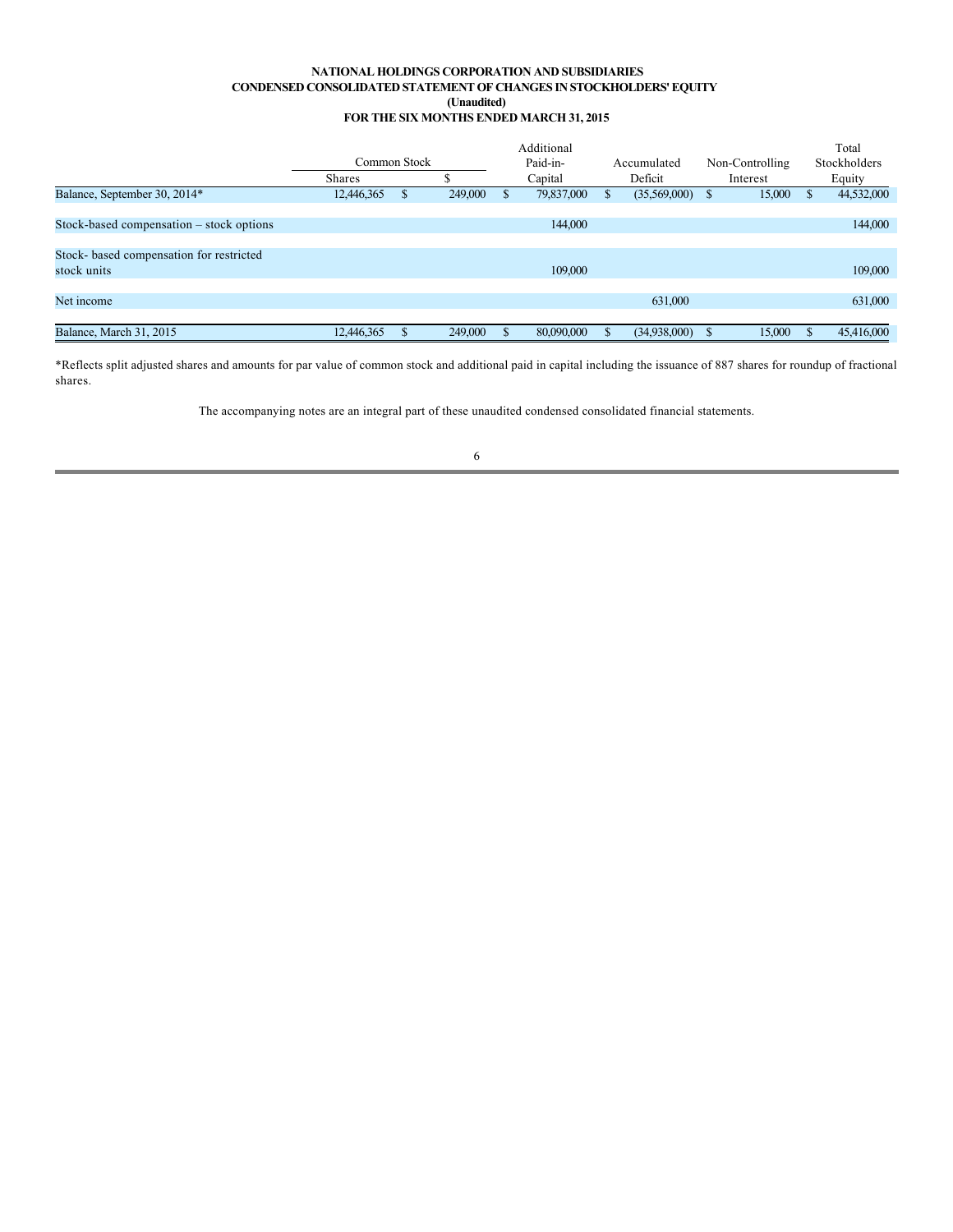**NATIONAL HOLDINGS CORPORATION AND SUBSIDIARIES**
**CONDENSED CONSOLIDATED STATEMENT OF CHANGES IN STOCKHOLDERS' EQUITY**
**(Unaudited)**
**FOR THE SIX MONTHS ENDED MARCH 31, 2015**

| | Common Stock | | Additional Paid-in- Capital | Accumulated Deficit | Non-Controlling Interest | Total Stockholders Equity |
|---|---|---|---|---|---|---|
| | Shares | $ | | | | |
| Balance, September 30, 2014* | 12,446,365 | $ 249,000 | $ 79,837,000 | $ (35,569,000) | $ 15,000 | $ 44,532,000 |
| Stock-based compensation – stock options | | | 144,000 | | | 144,000 |
| Stock- based compensation for restricted stock units | | | 109,000 | | | 109,000 |
| Net income | | | | 631,000 | | 631,000 |
| Balance, March 31, 2015 | 12,446,365 | $ 249,000 | $ 80,090,000 | $ (34,938,000) | $ 15,000 | $ 45,416,000 |

*Reflects split adjusted shares and amounts for par value of common stock and additional paid in capital including the issuance of 887 shares for roundup of fractional shares.

The accompanying notes are an integral part of these unaudited condensed consolidated financial statements.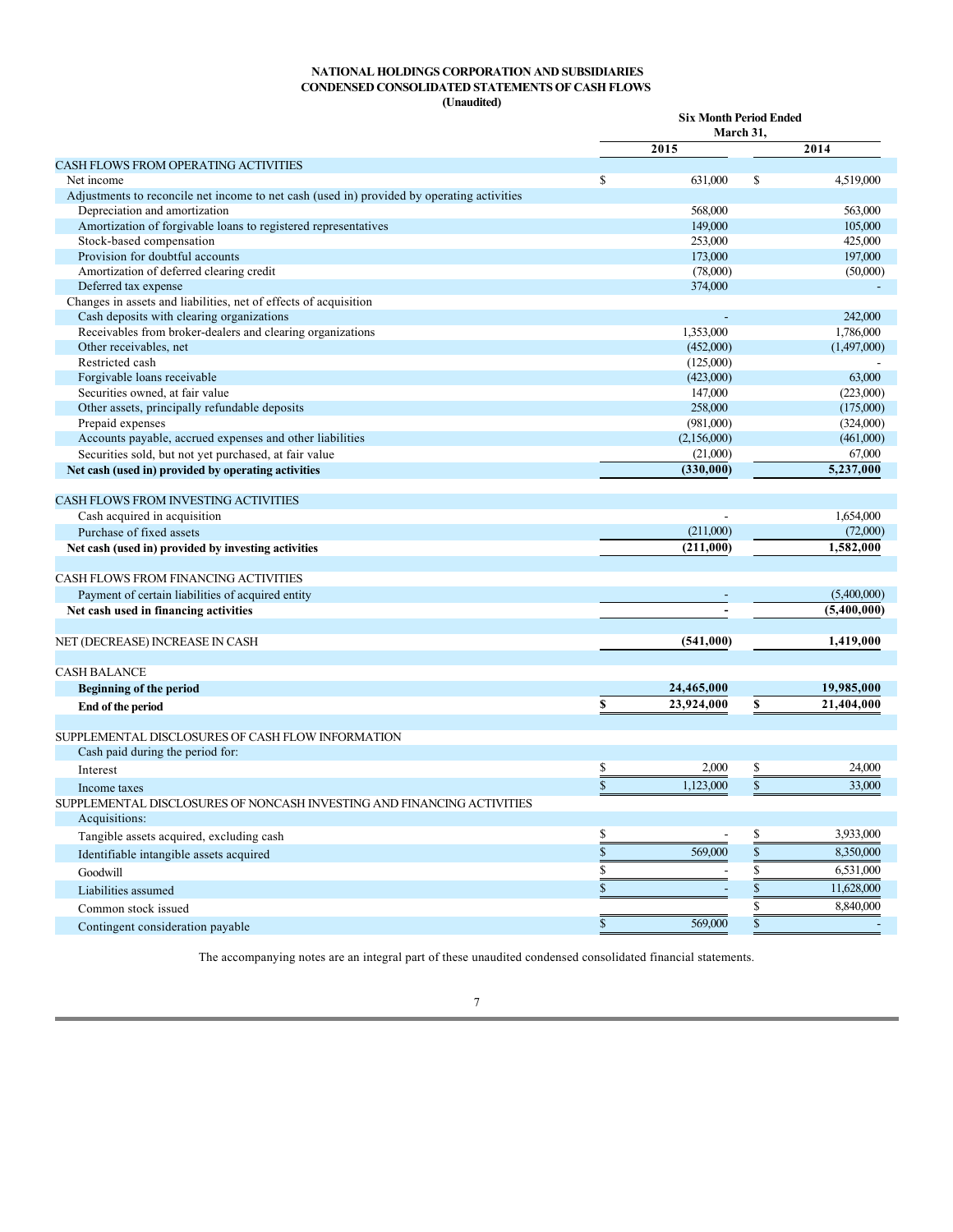**NATIONAL HOLDINGS CORPORATION AND SUBSIDIARIES**
**CONDENSED CONSOLIDATED STATEMENTS OF CASH FLOWS**
**(Unaudited)**

| | Six Month Period Ended March 31, | |
|---|---|---|
| | 2015 | 2014 |
| CASH FLOWS FROM OPERATING ACTIVITIES | | |
| Net income | $ 631,000 | $ 4,519,000 |
| Adjustments to reconcile net income to net cash (used in) provided by operating activities | | |
| Depreciation and amortization | 568,000 | 563,000 |
| Amortization of forgivable loans to registered representatives | 149,000 | 105,000 |
| Stock-based compensation | 253,000 | 425,000 |
| Provision for doubtful accounts | 173,000 | 197,000 |
| Amortization of deferred clearing credit | (78,000) | (50,000) |
| Deferred tax expense | 374,000 | - |
| Changes in assets and liabilities, net of effects of acquisition | | |
| Cash deposits with clearing organizations | - | 242,000 |
| Receivables from broker-dealers and clearing organizations | 1,353,000 | 1,786,000 |
| Other receivables, net | (452,000) | (1,497,000) |
| Restricted cash | (125,000) | - |
| Forgivable loans receivable | (423,000) | 63,000 |
| Securities owned, at fair value | 147,000 | (223,000) |
| Other assets, principally refundable deposits | 258,000 | (175,000) |
| Prepaid expenses | (981,000) | (324,000) |
| Accounts payable, accrued expenses and other liabilities | (2,156,000) | (461,000) |
| Securities sold, but not yet purchased, at fair value | (21,000) | 67,000 |
| **Net cash (used in) provided by operating activities** | **(330,000)** | **5,237,000** |
| | | |
| CASH FLOWS FROM INVESTING ACTIVITIES | | |
| Cash acquired in acquisition | - | 1,654,000 |
| Purchase of fixed assets | (211,000) | (72,000) |
| **Net cash (used in) provided by investing activities** | **(211,000)** | **1,582,000** |
| | | |
| CASH FLOWS FROM FINANCING ACTIVITIES | | |
| Payment of certain liabilities of acquired entity | - | (5,400,000) |
| **Net cash used in financing activities** | **-** | **(5,400,000)** |
| | | |
| NET (DECREASE) INCREASE IN CASH | **(541,000)** | **1,419,000** |
| | | |
| CASH BALANCE | | |
| **Beginning of the period** | **24,465,000** | **19,985,000** |
| **End of the period** | **$ 23,924,000** | **$ 21,404,000** |
| | | |
| SUPPLEMENTAL DISCLOSURES OF CASH FLOW INFORMATION | | |
| Cash paid during the period for: | | |
| Interest | $ 2,000 | $ 24,000 |
| Income taxes | $ 1,123,000 | $ 33,000 |
| SUPPLEMENTAL DISCLOSURES OF NONCASH INVESTING AND FINANCING ACTIVITIES | | |
| Acquisitions: | | |
| Tangible assets acquired, excluding cash | $ - | $ 3,933,000 |
| Identifiable intangible assets acquired | $ 569,000 | $ 8,350,000 |
| Goodwill | $ - | $ 6,531,000 |
| Liabilities assumed | $ - | $ 11,628,000 |
| Common stock issued | | $ 8,840,000 |
| Contingent consideration payable | $ 569,000 | $ - |

The accompanying notes are an integral part of these unaudited condensed consolidated financial statements.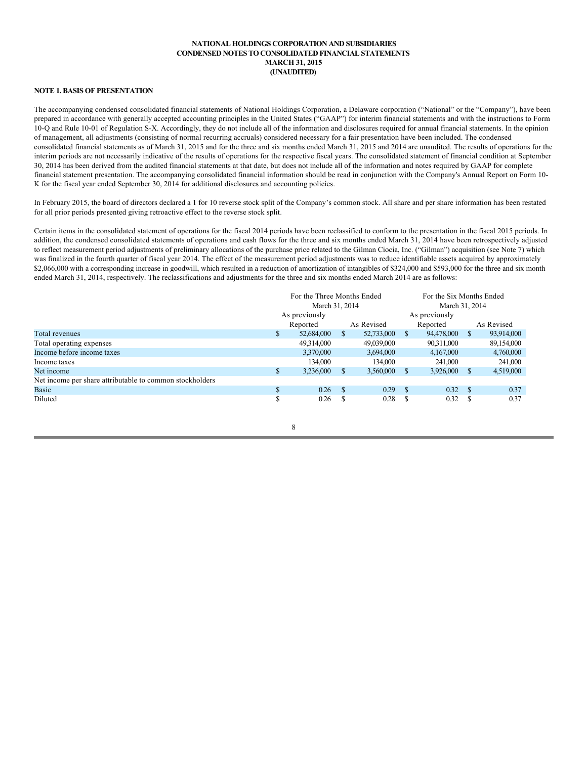**NATIONAL HOLDINGS CORPORATION AND SUBSIDIARIES**
**CONDENSED NOTES TO CONSOLIDATED FINANCIAL STATEMENTS**
**MARCH 31, 2015**
**(UNAUDITED)**

**NOTE 1. BASIS OF PRESENTATION**

The accompanying condensed consolidated financial statements of National Holdings Corporation, a Delaware corporation ("National" or the "Company"), have been prepared in accordance with generally accepted accounting principles in the United States ("GAAP") for interim financial statements and with the instructions to Form 10-Q and Rule 10-01 of Regulation S-X. Accordingly, they do not include all of the information and disclosures required for annual financial statements. In the opinion of management, all adjustments (consisting of normal recurring accruals) considered necessary for a fair presentation have been included. The condensed consolidated financial statements as of March 31, 2015 and for the three and six months ended March 31, 2015 and 2014 are unaudited. The results of operations for the interim periods are not necessarily indicative of the results of operations for the respective fiscal years. The consolidated statement of financial condition at September 30, 2014 has been derived from the audited financial statements at that date, but does not include all of the information and notes required by GAAP for complete financial statement presentation. The accompanying consolidated financial information should be read in conjunction with the Company's Annual Report on Form 10-K for the fiscal year ended September 30, 2014 for additional disclosures and accounting policies.

In February 2015, the board of directors declared a 1 for 10 reverse stock split of the Company's common stock. All share and per share information has been restated for all prior periods presented giving retroactive effect to the reverse stock split.

Certain items in the consolidated statement of operations for the fiscal 2014 periods have been reclassified to conform to the presentation in the fiscal 2015 periods. In addition, the condensed consolidated statements of operations and cash flows for the three and six months ended March 31, 2014 have been retrospectively adjusted to reflect measurement period adjustments of preliminary allocations of the purchase price related to the Gilman Ciocia, Inc. ("Gilman") acquisition (see Note 7) which was finalized in the fourth quarter of fiscal year 2014. The effect of the measurement period adjustments was to reduce identifiable assets acquired by approximately $2,066,000 with a corresponding increase in goodwill, which resulted in a reduction of amortization of intangibles of $324,000 and $593,000 for the three and six month ended March 31, 2014, respectively. The reclassifications and adjustments for the three and six months ended March 2014 are as follows:

| | For the Three Months Ended March 31, 2014 | | For the Six Months Ended March 31, 2014 | |
|---|---|---|---|---|
| | As previously Reported | As Revised | As previously Reported | As Revised |
| Total revenues | $ 52,684,000 | $ 52,733,000 | $ 94,478,000 | $ 93,914,000 |
| Total operating expenses | 49,314,000 | 49,039,000 | 90,311,000 | 89,154,000 |
| Income before income taxes | 3,370,000 | 3,694,000 | 4,167,000 | 4,760,000 |
| Income taxes | 134,000 | 134,000 | 241,000 | 241,000 |
| Net income | $ 3,236,000 | $ 3,560,000 | $ 3,926,000 | $ 4,519,000 |
| Net income per share attributable to common stockholders | | | | |
| Basic | $ 0.26 | $ 0.29 | $ 0.32 | $ 0.37 |
| Diluted | $ 0.26 | $ 0.28 | $ 0.32 | $ 0.37 |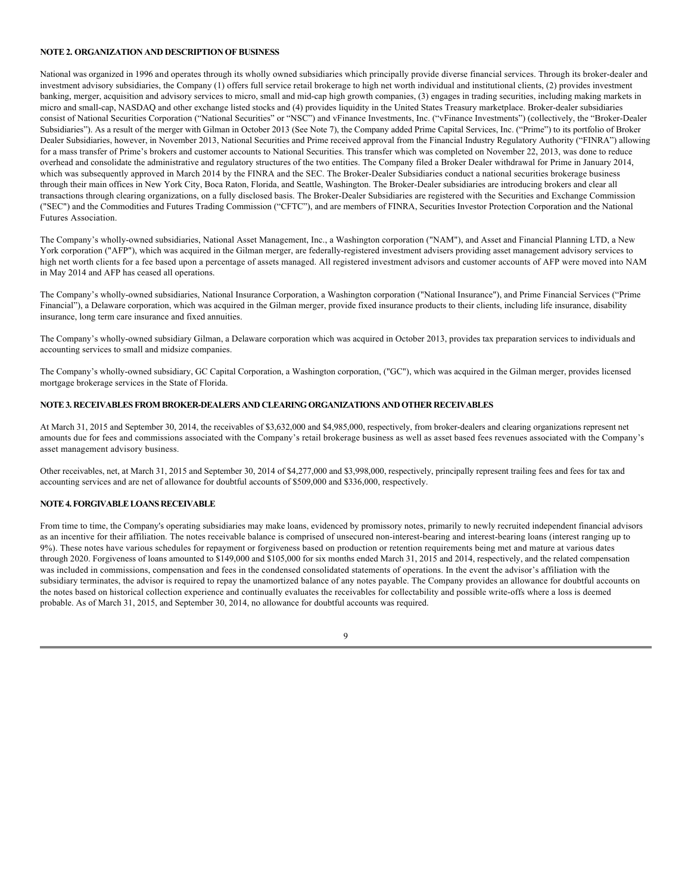**NOTE 2. ORGANIZATION AND DESCRIPTION OF BUSINESS**

National was organized in 1996 and operates through its wholly owned subsidiaries which principally provide diverse financial services. Through its broker-dealer and investment advisory subsidiaries, the Company (1) offers full service retail brokerage to high net worth individual and institutional clients, (2) provides investment banking, merger, acquisition and advisory services to micro, small and mid-cap high growth companies, (3) engages in trading securities, including making markets in micro and small-cap, NASDAQ and other exchange listed stocks and (4) provides liquidity in the United States Treasury marketplace. Broker-dealer subsidiaries consist of National Securities Corporation ("National Securities" or "NSC") and vFinance Investments, Inc. ("vFinance Investments") (collectively, the "Broker-Dealer Subsidiaries"). As a result of the merger with Gilman in October 2013 (See Note 7), the Company added Prime Capital Services, Inc. ("Prime") to its portfolio of Broker Dealer Subsidiaries, however, in November 2013, National Securities and Prime received approval from the Financial Industry Regulatory Authority ("FINRA") allowing for a mass transfer of Prime's brokers and customer accounts to National Securities. This transfer which was completed on November 22, 2013, was done to reduce overhead and consolidate the administrative and regulatory structures of the two entities. The Company filed a Broker Dealer withdrawal for Prime in January 2014, which was subsequently approved in March 2014 by the FINRA and the SEC. The Broker-Dealer Subsidiaries conduct a national securities brokerage business through their main offices in New York City, Boca Raton, Florida, and Seattle, Washington. The Broker-Dealer subsidiaries are introducing brokers and clear all transactions through clearing organizations, on a fully disclosed basis. The Broker-Dealer Subsidiaries are registered with the Securities and Exchange Commission ("SEC") and the Commodities and Futures Trading Commission ("CFTC"), and are members of FINRA, Securities Investor Protection Corporation and the National Futures Association.

The Company's wholly-owned subsidiaries, National Asset Management, Inc., a Washington corporation ("NAM"), and Asset and Financial Planning LTD, a New York corporation ("AFP"), which was acquired in the Gilman merger, are federally-registered investment advisers providing asset management advisory services to high net worth clients for a fee based upon a percentage of assets managed. All registered investment advisors and customer accounts of AFP were moved into NAM in May 2014 and AFP has ceased all operations.

The Company's wholly-owned subsidiaries, National Insurance Corporation, a Washington corporation ("National Insurance"), and Prime Financial Services ("Prime Financial"), a Delaware corporation, which was acquired in the Gilman merger, provide fixed insurance products to their clients, including life insurance, disability insurance, long term care insurance and fixed annuities.

The Company's wholly-owned subsidiary Gilman, a Delaware corporation which was acquired in October 2013, provides tax preparation services to individuals and accounting services to small and midsize companies.

The Company's wholly-owned subsidiary, GC Capital Corporation, a Washington corporation, ("GC"), which was acquired in the Gilman merger, provides licensed mortgage brokerage services in the State of Florida.

**NOTE 3. RECEIVABLES FROM BROKER-DEALERS AND CLEARING ORGANIZATIONS AND OTHER RECEIVABLES**

At March 31, 2015 and September 30, 2014, the receivables of $3,632,000 and $4,985,000, respectively, from broker-dealers and clearing organizations represent net amounts due for fees and commissions associated with the Company's retail brokerage business as well as asset based fees revenues associated with the Company's asset management advisory business.

Other receivables, net, at March 31, 2015 and September 30, 2014 of $4,277,000 and $3,998,000, respectively, principally represent trailing fees and fees for tax and accounting services and are net of allowance for doubtful accounts of $509,000 and $336,000, respectively.

**NOTE 4. FORGIVABLE LOANS RECEIVABLE**

From time to time, the Company's operating subsidiaries may make loans, evidenced by promissory notes, primarily to newly recruited independent financial advisors as an incentive for their affiliation. The notes receivable balance is comprised of unsecured non-interest-bearing and interest-bearing loans (interest ranging up to 9%). These notes have various schedules for repayment or forgiveness based on production or retention requirements being met and mature at various dates through 2020. Forgiveness of loans amounted to $149,000 and $105,000 for six months ended March 31, 2015 and 2014, respectively, and the related compensation was included in commissions, compensation and fees in the condensed consolidated statements of operations. In the event the advisor's affiliation with the subsidiary terminates, the advisor is required to repay the unamortized balance of any notes payable. The Company provides an allowance for doubtful accounts on the notes based on historical collection experience and continually evaluates the receivables for collectability and possible write-offs where a loss is deemed probable. As of March 31, 2015, and September 30, 2014, no allowance for doubtful accounts was required.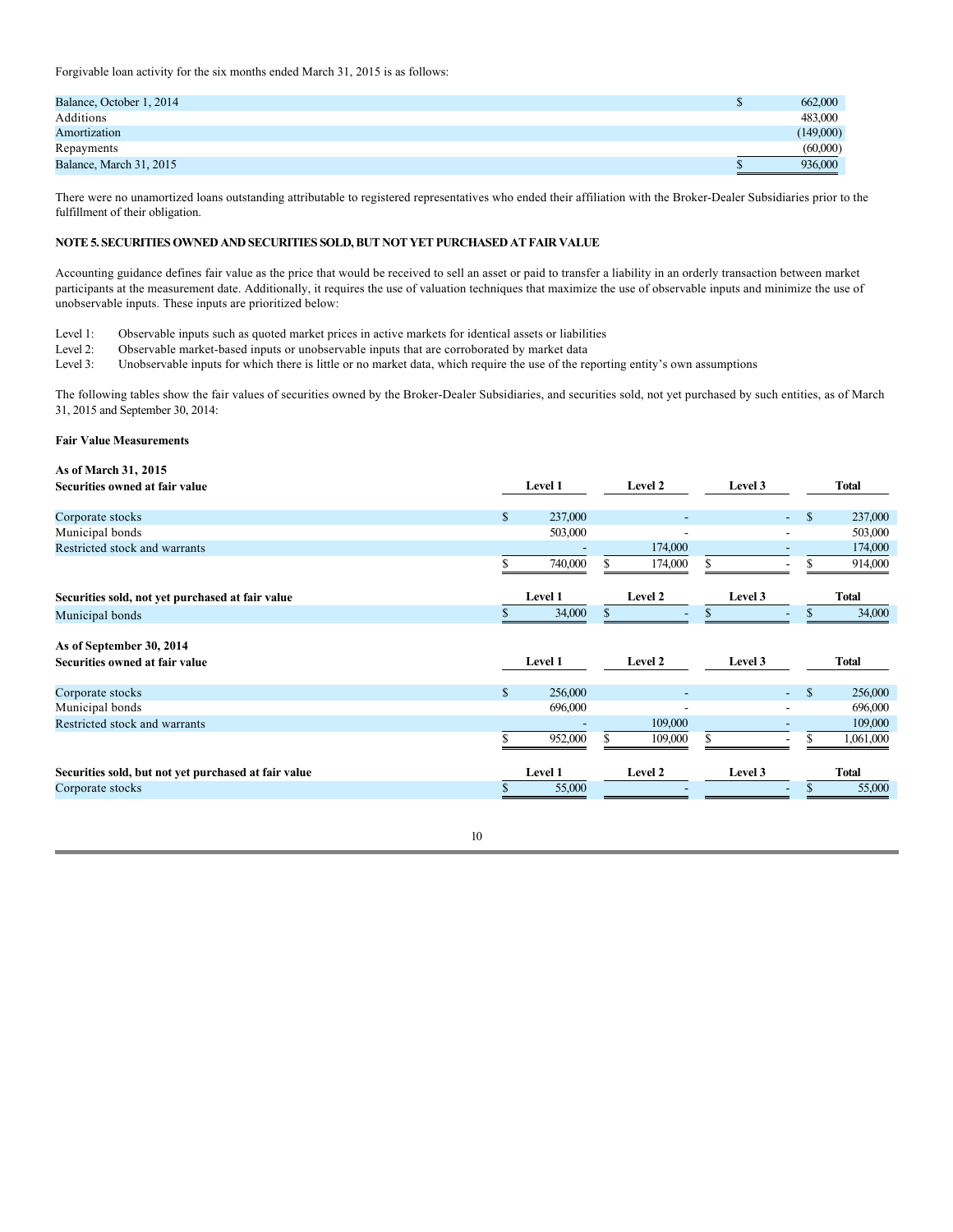Forgivable loan activity for the six months ended March 31, 2015 is as follows:

| | |
|---|---|
| Balance, October 1, 2014 | $ 662,000 |
| Additions | 483,000 |
| Amortization | (149,000) |
| Repayments | (60,000) |
| Balance, March 31, 2015 | $ 936,000 |

There were no unamortized loans outstanding attributable to registered representatives who ended their affiliation with the Broker-Dealer Subsidiaries prior to the fulfillment of their obligation.

**NOTE 5. SECURITIES OWNED AND SECURITIES SOLD, BUT NOT YET PURCHASED AT FAIR VALUE**

Accounting guidance defines fair value as the price that would be received to sell an asset or paid to transfer a liability in an orderly transaction between market participants at the measurement date. Additionally, it requires the use of valuation techniques that maximize the use of observable inputs and minimize the use of unobservable inputs. These inputs are prioritized below:

Level 1: Observable inputs such as quoted market prices in active markets for identical assets or liabilities
Level 2: Observable market-based inputs or unobservable inputs that are corroborated by market data
Level 3: Unobservable inputs for which there is little or no market data, which require the use of the reporting entity's own assumptions

The following tables show the fair values of securities owned by the Broker-Dealer Subsidiaries, and securities sold, not yet purchased by such entities, as of March 31, 2015 and September 30, 2014:

**Fair Value Measurements**

**As of March 31, 2015**

| **Securities owned at fair value** | **Level 1** | **Level 2** | **Level 3** | **Total** |
|---|---|---|---|---|
| Corporate stocks | $ 237,000 | - | - | $ 237,000 |
| Municipal bonds | 503,000 | - | - | 503,000 |
| Restricted stock and warrants | - | 174,000 | - | 174,000 |
| | $ 740,000 | $ 174,000 | $ - | $ 914,000 |

| **Securities sold, not yet purchased at fair value** | **Level 1** | **Level 2** | **Level 3** | **Total** |
|---|---|---|---|---|
| Municipal bonds | $ 34,000 | $ - | $ - | $ 34,000 |

**As of September 30, 2014**

| **Securities owned at fair value** | **Level 1** | **Level 2** | **Level 3** | **Total** |
|---|---|---|---|---|
| Corporate stocks | $ 256,000 | - | - | $ 256,000 |
| Municipal bonds | 696,000 | - | - | 696,000 |
| Restricted stock and warrants | - | 109,000 | - | 109,000 |
| | $ 952,000 | $ 109,000 | $ - | $ 1,061,000 |

| **Securities sold, but not yet purchased at fair value** | **Level 1** | **Level 2** | **Level 3** | **Total** |
|---|---|---|---|---|
| Corporate stocks | $ 55,000 | - | - | $ 55,000 |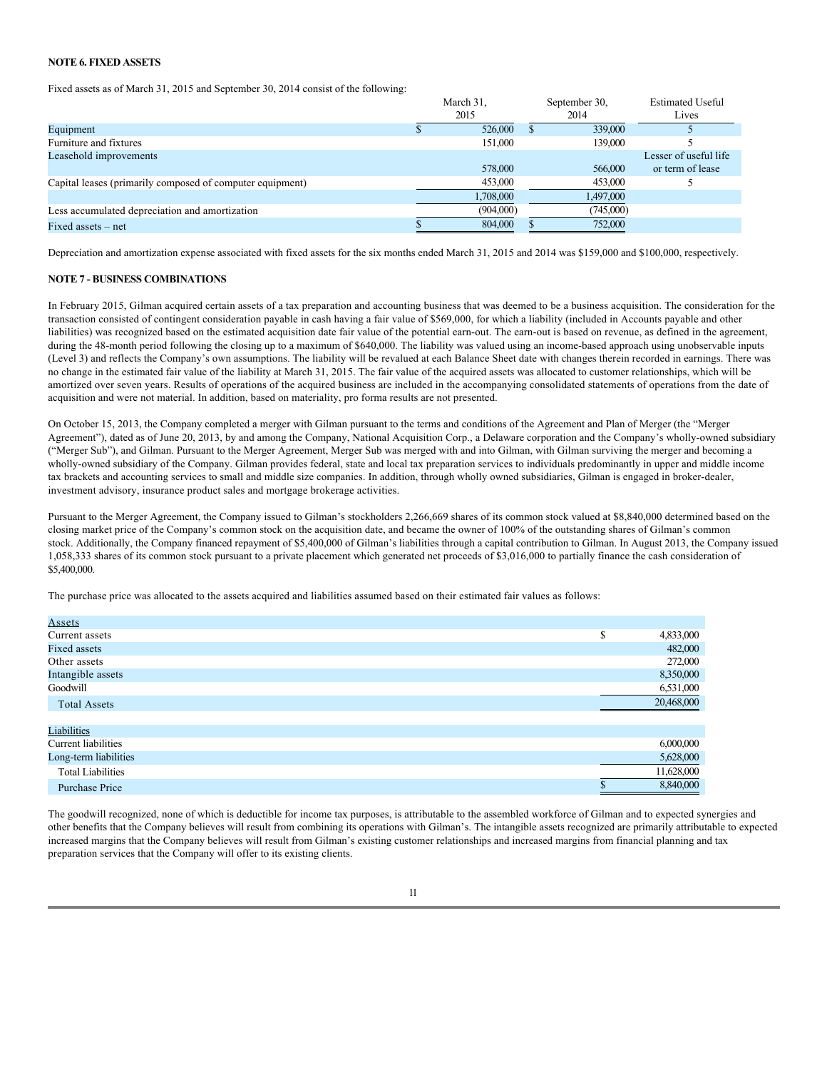**NOTE 6. FIXED ASSETS**

Fixed assets as of March 31, 2015 and September 30, 2014 consist of the following:

| | March 31, 2015 | September 30, 2014 | Estimated Useful Lives |
|---|---|---|---|
| Equipment | $ 526,000 | $ 339,000 | 5 |
| Furniture and fixtures | 151,000 | 139,000 | 5 |
| Leasehold improvements | 578,000 | 566,000 | Lesser of useful life or term of lease |
| Capital leases (primarily composed of computer equipment) | 453,000 | 453,000 | 5 |
| | 1,708,000 | 1,497,000 | |
| Less accumulated depreciation and amortization | (904,000) | (745,000) | |
| Fixed assets – net | $ 804,000 | $ 752,000 | |

Depreciation and amortization expense associated with fixed assets for the six months ended March 31, 2015 and 2014 was $159,000 and $100,000, respectively.

**NOTE 7 - BUSINESS COMBINATIONS**

In February 2015, Gilman acquired certain assets of a tax preparation and accounting business that was deemed to be a business acquisition. The consideration for the transaction consisted of contingent consideration payable in cash having a fair value of $569,000, for which a liability (included in Accounts payable and other liabilities) was recognized based on the estimated acquisition date fair value of the potential earn-out. The earn-out is based on revenue, as defined in the agreement, during the 48-month period following the closing up to a maximum of $640,000. The liability was valued using an income-based approach using unobservable inputs (Level 3) and reflects the Company's own assumptions. The liability will be revalued at each Balance Sheet date with changes therein recorded in earnings. There was no change in the estimated fair value of the liability at March 31, 2015. The fair value of the acquired assets was allocated to customer relationships, which will be amortized over seven years. Results of operations of the acquired business are included in the accompanying consolidated statements of operations from the date of acquisition and were not material. In addition, based on materiality, pro forma results are not presented.

On October 15, 2013, the Company completed a merger with Gilman pursuant to the terms and conditions of the Agreement and Plan of Merger (the "Merger Agreement"), dated as of June 20, 2013, by and among the Company, National Acquisition Corp., a Delaware corporation and the Company's wholly-owned subsidiary ("Merger Sub"), and Gilman. Pursuant to the Merger Agreement, Merger Sub was merged with and into Gilman, with Gilman surviving the merger and becoming a wholly-owned subsidiary of the Company. Gilman provides federal, state and local tax preparation services to individuals predominantly in upper and middle income tax brackets and accounting services to small and middle size companies. In addition, through wholly owned subsidiaries, Gilman is engaged in broker-dealer, investment advisory, insurance product sales and mortgage brokerage activities.

Pursuant to the Merger Agreement, the Company issued to Gilman's stockholders 2,266,669 shares of its common stock valued at $8,840,000 determined based on the closing market price of the Company's common stock on the acquisition date, and became the owner of 100% of the outstanding shares of Gilman's common stock. Additionally, the Company financed repayment of $5,400,000 of Gilman's liabilities through a capital contribution to Gilman. In August 2013, the Company issued 1,058,333 shares of its common stock pursuant to a private placement which generated net proceeds of $3,016,000 to partially finance the cash consideration of $5,400,000.

The purchase price was allocated to the assets acquired and liabilities assumed based on their estimated fair values as follows:

| | |
|---|---|
| Assets | |
| Current assets | $ 4,833,000 |
| Fixed assets | 482,000 |
| Other assets | 272,000 |
| Intangible assets | 8,350,000 |
| Goodwill | 6,531,000 |
| Total Assets | 20,468,000 |
| | |
| Liabilities | |
| Current liabilities | 6,000,000 |
| Long-term liabilities | 5,628,000 |
| Total Liabilities | 11,628,000 |
| Purchase Price | $ 8,840,000 |

The goodwill recognized, none of which is deductible for income tax purposes, is attributable to the assembled workforce of Gilman and to expected synergies and other benefits that the Company believes will result from combining its operations with Gilman's. The intangible assets recognized are primarily attributable to expected increased margins that the Company believes will result from Gilman's existing customer relationships and increased margins from financial planning and tax preparation services that the Company will offer to its existing clients.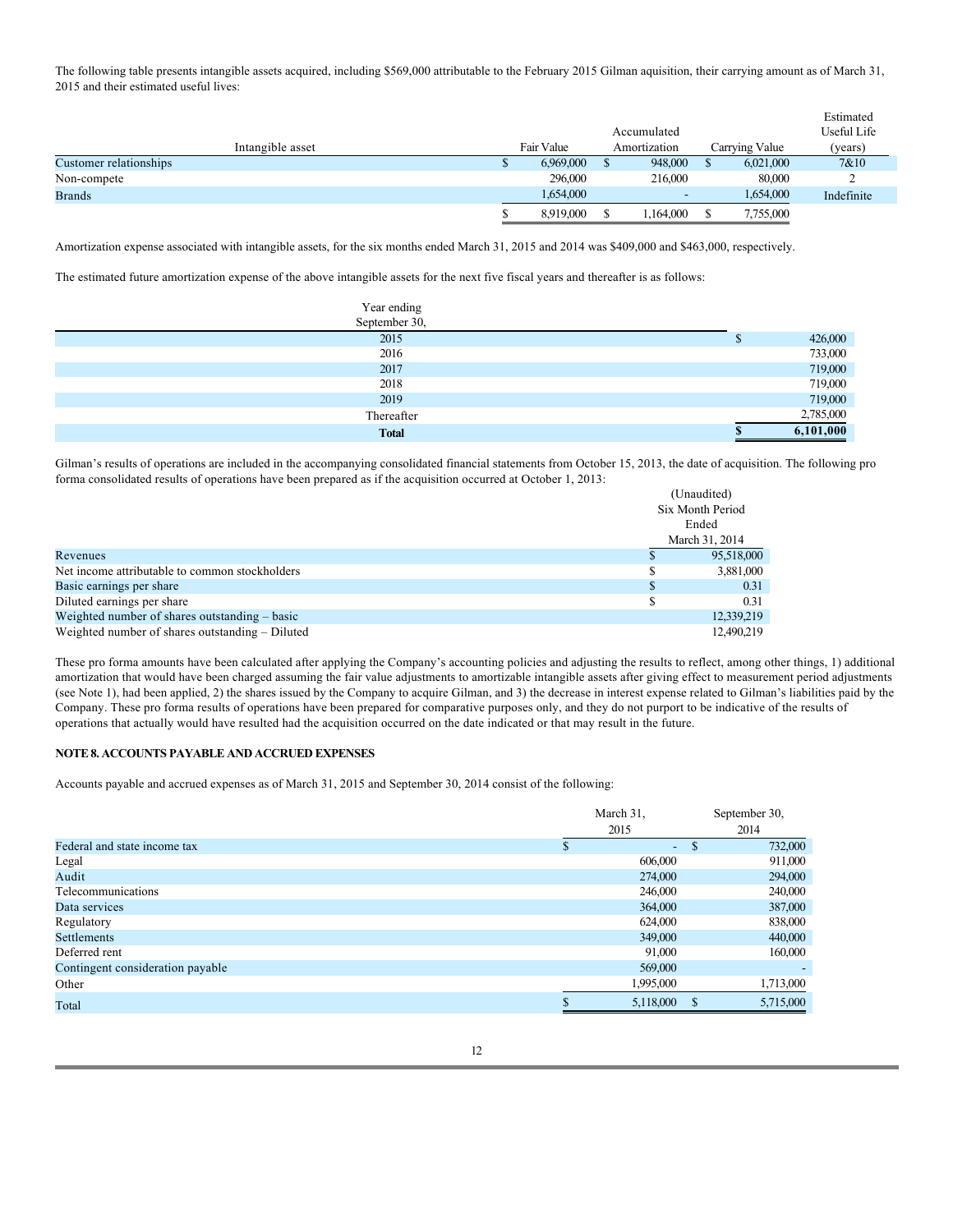The following table presents intangible assets acquired, including $569,000 attributable to the February 2015 Gilman aquisition, their carrying amount as of March 31, 2015 and their estimated useful lives:

| Intangible asset | Fair Value | Accumulated Amortization | Carrying Value | Estimated Useful Life (years) |
|---|---|---|---|---|
| Customer relationships | $ 6,969,000 | $ 948,000 | $ 6,021,000 | 7&10 |
| Non-compete | 296,000 | 216,000 | 80,000 | 2 |
| Brands | 1,654,000 | - | 1,654,000 | Indefinite |
| | $ 8,919,000 | $ 1,164,000 | $ 7,755,000 | |

Amortization expense associated with intangible assets, for the six months ended March 31, 2015 and 2014 was $409,000 and $463,000, respectively.

The estimated future amortization expense of the above intangible assets for the next five fiscal years and thereafter is as follows:

| Year ending September 30, | |
|---|---|
| 2015 | $ 426,000 |
| 2016 | 733,000 |
| 2017 | 719,000 |
| 2018 | 719,000 |
| 2019 | 719,000 |
| Thereafter | 2,785,000 |
| **Total** | **$ 6,101,000** |

Gilman's results of operations are included in the accompanying consolidated financial statements from October 15, 2013, the date of acquisition. The following pro forma consolidated results of operations have been prepared as if the acquisition occurred at October 1, 2013:

| | (Unaudited) Six Month Period Ended March 31, 2014 |
|---|---|
| Revenues | $ 95,518,000 |
| Net income attributable to common stockholders | $ 3,881,000 |
| Basic earnings per share | $ 0.31 |
| Diluted earnings per share | $ 0.31 |
| Weighted number of shares outstanding – basic | 12,339,219 |
| Weighted number of shares outstanding – Diluted | 12,490,219 |

These pro forma amounts have been calculated after applying the Company's accounting policies and adjusting the results to reflect, among other things, 1) additional amortization that would have been charged assuming the fair value adjustments to amortizable intangible assets after giving effect to measurement period adjustments (see Note 1), had been applied, 2) the shares issued by the Company to acquire Gilman, and 3) the decrease in interest expense related to Gilman's liabilities paid by the Company. These pro forma results of operations have been prepared for comparative purposes only, and they do not purport to be indicative of the results of operations that actually would have resulted had the acquisition occurred on the date indicated or that may result in the future.

**NOTE 8. ACCOUNTS PAYABLE AND ACCRUED EXPENSES**

Accounts payable and accrued expenses as of March 31, 2015 and September 30, 2014 consist of the following:

| | March 31, 2015 | September 30, 2014 |
|---|---|---|
| Federal and state income tax | $ - | $ 732,000 |
| Legal | 606,000 | 911,000 |
| Audit | 274,000 | 294,000 |
| Telecommunications | 246,000 | 240,000 |
| Data services | 364,000 | 387,000 |
| Regulatory | 624,000 | 838,000 |
| Settlements | 349,000 | 440,000 |
| Deferred rent | 91,000 | 160,000 |
| Contingent consideration payable | 569,000 | - |
| Other | 1,995,000 | 1,713,000 |
| Total | $ 5,118,000 | $ 5,715,000 |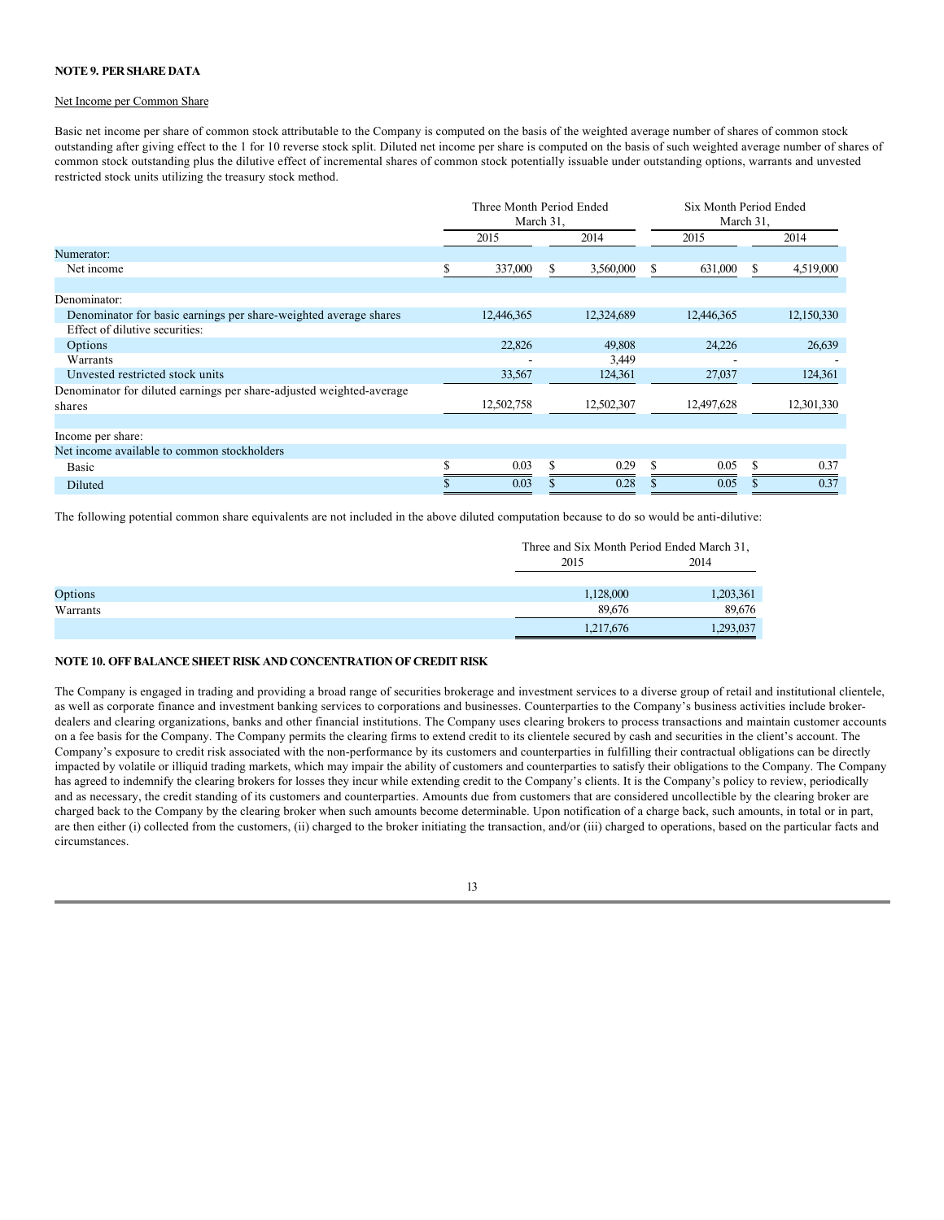**NOTE 9. PER SHARE DATA**

Net Income per Common Share

Basic net income per share of common stock attributable to the Company is computed on the basis of the weighted average number of shares of common stock outstanding after giving effect to the 1 for 10 reverse stock split. Diluted net income per share is computed on the basis of such weighted average number of shares of common stock outstanding plus the dilutive effect of incremental shares of common stock potentially issuable under outstanding options, warrants and unvested restricted stock units utilizing the treasury stock method.

| | Three Month Period Ended March 31, | | Six Month Period Ended March 31, | |
|---|---|---|---|---|
| | 2015 | 2014 | 2015 | 2014 |
| Numerator: | | | | |
| Net income | $ 337,000 | $ 3,560,000 | $ 631,000 | $ 4,519,000 |
| Denominator: | | | | |
| Denominator for basic earnings per share-weighted average shares | 12,446,365 | 12,324,689 | 12,446,365 | 12,150,330 |
| Effect of dilutive securities: | | | | |
| Options | 22,826 | 49,808 | 24,226 | 26,639 |
| Warrants | - | 3,449 | - | - |
| Unvested restricted stock units | 33,567 | 124,361 | 27,037 | 124,361 |
| Denominator for diluted earnings per share-adjusted weighted-average shares | 12,502,758 | 12,502,307 | 12,497,628 | 12,301,330 |
| Income per share: | | | | |
| Net income available to common stockholders | | | | |
| Basic | $ 0.03 | $ 0.29 | $ 0.05 | $ 0.37 |
| Diluted | $ 0.03 | $ 0.28 | $ 0.05 | $ 0.37 |

The following potential common share equivalents are not included in the above diluted computation because to do so would be anti-dilutive:

| | Three and Six Month Period Ended March 31, | |
|---|---|---|
| | 2015 | 2014 |
| Options | 1,128,000 | 1,203,361 |
| Warrants | 89,676 | 89,676 |
| | 1,217,676 | 1,293,037 |

**NOTE 10. OFF BALANCE SHEET RISK AND CONCENTRATION OF CREDIT RISK**

The Company is engaged in trading and providing a broad range of securities brokerage and investment services to a diverse group of retail and institutional clientele, as well as corporate finance and investment banking services to corporations and businesses. Counterparties to the Company's business activities include broker-dealers and clearing organizations, banks and other financial institutions. The Company uses clearing brokers to process transactions and maintain customer accounts on a fee basis for the Company. The Company permits the clearing firms to extend credit to its clientele secured by cash and securities in the client's account. The Company's exposure to credit risk associated with the non-performance by its customers and counterparties in fulfilling their contractual obligations can be directly impacted by volatile or illiquid trading markets, which may impair the ability of customers and counterparties to satisfy their obligations to the Company. The Company has agreed to indemnify the clearing brokers for losses they incur while extending credit to the Company's clients. It is the Company's policy to review, periodically and as necessary, the credit standing of its customers and counterparties. Amounts due from customers that are considered uncollectible by the clearing broker are charged back to the Company by the clearing broker when such amounts become determinable. Upon notification of a charge back, such amounts, in total or in part, are then either (i) collected from the customers, (ii) charged to the broker initiating the transaction, and/or (iii) charged to operations, based on the particular facts and circumstances.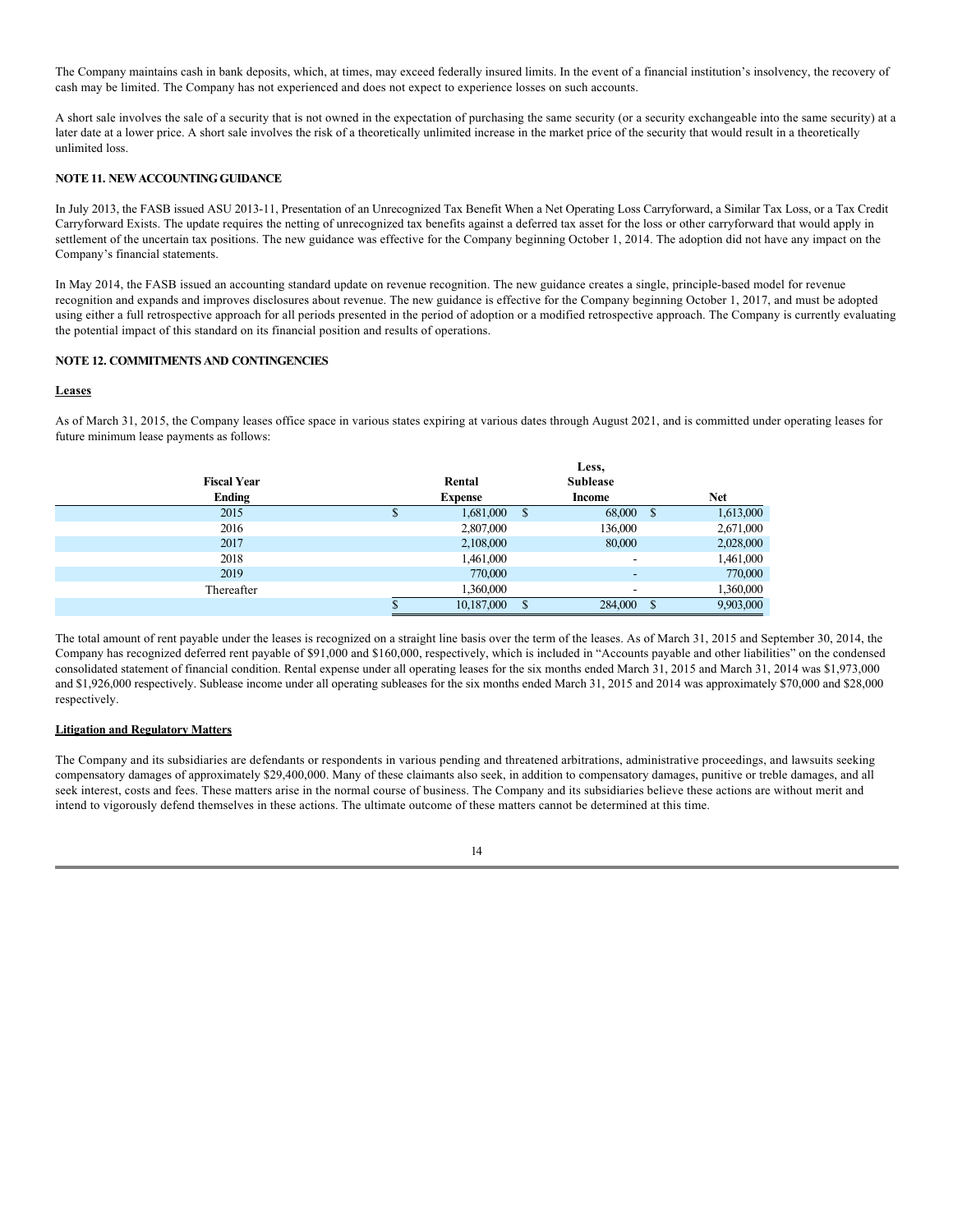The Company maintains cash in bank deposits, which, at times, may exceed federally insured limits. In the event of a financial institution's insolvency, the recovery of cash may be limited. The Company has not experienced and does not expect to experience losses on such accounts.

A short sale involves the sale of a security that is not owned in the expectation of purchasing the same security (or a security exchangeable into the same security) at a later date at a lower price. A short sale involves the risk of a theoretically unlimited increase in the market price of the security that would result in a theoretically unlimited loss.

## NOTE 11. NEW ACCOUNTING GUIDANCE

In July 2013, the FASB issued ASU 2013-11, Presentation of an Unrecognized Tax Benefit When a Net Operating Loss Carryforward, a Similar Tax Loss, or a Tax Credit Carryforward Exists. The update requires the netting of unrecognized tax benefits against a deferred tax asset for the loss or other carryforward that would apply in settlement of the uncertain tax positions. The new guidance was effective for the Company beginning October 1, 2014. The adoption did not have any impact on the Company's financial statements.

In May 2014, the FASB issued an accounting standard update on revenue recognition. The new guidance creates a single, principle-based model for revenue recognition and expands and improves disclosures about revenue. The new guidance is effective for the Company beginning October 1, 2017, and must be adopted using either a full retrospective approach for all periods presented in the period of adoption or a modified retrospective approach. The Company is currently evaluating the potential impact of this standard on its financial position and results of operations.

## NOTE 12. COMMITMENTS AND CONTINGENCIES

**Leases**

As of March 31, 2015, the Company leases office space in various states expiring at various dates through August 2021, and is committed under operating leases for future minimum lease payments as follows:

| Fiscal Year Ending | Rental Expense | Less, Sublease Income | Net |
|---|---|---|---|
| 2015 | $ 1,681,000 | $ 68,000 | $ 1,613,000 |
| 2016 | 2,807,000 | 136,000 | 2,671,000 |
| 2017 | 2,108,000 | 80,000 | 2,028,000 |
| 2018 | 1,461,000 | - | 1,461,000 |
| 2019 | 770,000 | - | 770,000 |
| Thereafter | 1,360,000 | - | 1,360,000 |
| | $ 10,187,000 | $ 284,000 | $ 9,903,000 |

The total amount of rent payable under the leases is recognized on a straight line basis over the term of the leases. As of March 31, 2015 and September 30, 2014, the Company has recognized deferred rent payable of $91,000 and $160,000, respectively, which is included in "Accounts payable and other liabilities" on the condensed consolidated statement of financial condition. Rental expense under all operating leases for the six months ended March 31, 2015 and March 31, 2014 was $1,973,000 and $1,926,000 respectively. Sublease income under all operating subleases for the six months ended March 31, 2015 and 2014 was approximately $70,000 and $28,000 respectively.

**Litigation and Regulatory Matters**

The Company and its subsidiaries are defendants or respondents in various pending and threatened arbitrations, administrative proceedings, and lawsuits seeking compensatory damages of approximately $29,400,000. Many of these claimants also seek, in addition to compensatory damages, punitive or treble damages, and all seek interest, costs and fees. These matters arise in the normal course of business. The Company and its subsidiaries believe these actions are without merit and intend to vigorously defend themselves in these actions. The ultimate outcome of these matters cannot be determined at this time.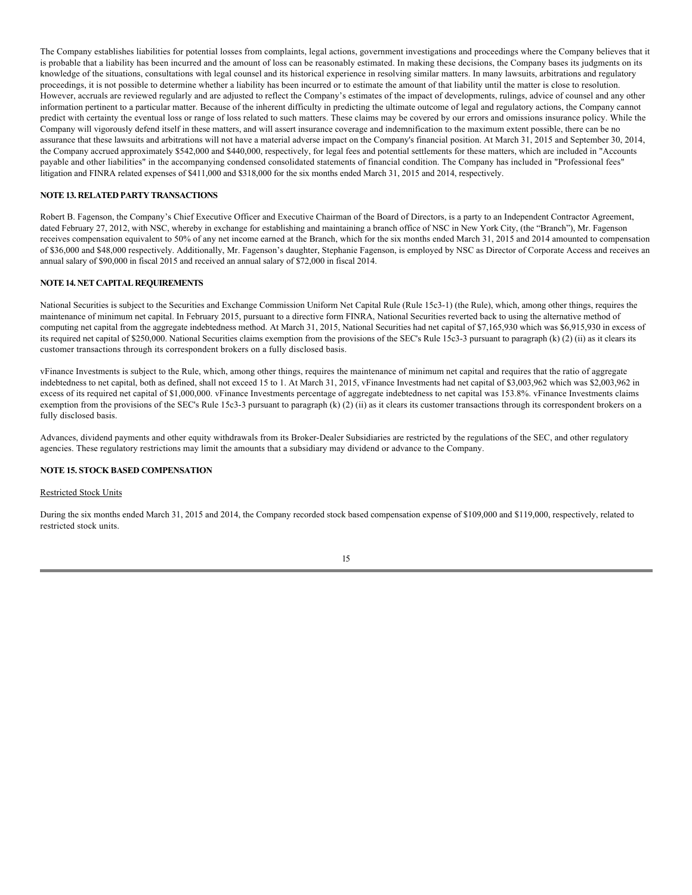The Company establishes liabilities for potential losses from complaints, legal actions, government investigations and proceedings where the Company believes that it is probable that a liability has been incurred and the amount of loss can be reasonably estimated. In making these decisions, the Company bases its judgments on its knowledge of the situations, consultations with legal counsel and its historical experience in resolving similar matters. In many lawsuits, arbitrations and regulatory proceedings, it is not possible to determine whether a liability has been incurred or to estimate the amount of that liability until the matter is close to resolution. However, accruals are reviewed regularly and are adjusted to reflect the Company's estimates of the impact of developments, rulings, advice of counsel and any other information pertinent to a particular matter. Because of the inherent difficulty in predicting the ultimate outcome of legal and regulatory actions, the Company cannot predict with certainty the eventual loss or range of loss related to such matters. These claims may be covered by our errors and omissions insurance policy. While the Company will vigorously defend itself in these matters, and will assert insurance coverage and indemnification to the maximum extent possible, there can be no assurance that these lawsuits and arbitrations will not have a material adverse impact on the Company's financial position. At March 31, 2015 and September 30, 2014, the Company accrued approximately $542,000 and $440,000, respectively, for legal fees and potential settlements for these matters, which are included in "Accounts payable and other liabilities" in the accompanying condensed consolidated statements of financial condition. The Company has included in "Professional fees" litigation and FINRA related expenses of $411,000 and $318,000 for the six months ended March 31, 2015 and 2014, respectively.

**NOTE 13. RELATED PARTY TRANSACTIONS**

Robert B. Fagenson, the Company's Chief Executive Officer and Executive Chairman of the Board of Directors, is a party to an Independent Contractor Agreement, dated February 27, 2012, with NSC, whereby in exchange for establishing and maintaining a branch office of NSC in New York City, (the "Branch"), Mr. Fagenson receives compensation equivalent to 50% of any net income earned at the Branch, which for the six months ended March 31, 2015 and 2014 amounted to compensation of $36,000 and $48,000 respectively. Additionally, Mr. Fagenson's daughter, Stephanie Fagenson, is employed by NSC as Director of Corporate Access and receives an annual salary of $90,000 in fiscal 2015 and received an annual salary of $72,000 in fiscal 2014.

**NOTE 14. NET CAPITAL REQUIREMENTS**

National Securities is subject to the Securities and Exchange Commission Uniform Net Capital Rule (Rule 15c3-1) (the Rule), which, among other things, requires the maintenance of minimum net capital. In February 2015, pursuant to a directive form FINRA, National Securities reverted back to using the alternative method of computing net capital from the aggregate indebtedness method. At March 31, 2015, National Securities had net capital of $7,165,930 which was $6,915,930 in excess of its required net capital of $250,000. National Securities claims exemption from the provisions of the SEC's Rule 15c3-3 pursuant to paragraph (k) (2) (ii) as it clears its customer transactions through its correspondent brokers on a fully disclosed basis.

vFinance Investments is subject to the Rule, which, among other things, requires the maintenance of minimum net capital and requires that the ratio of aggregate indebtedness to net capital, both as defined, shall not exceed 15 to 1. At March 31, 2015, vFinance Investments had net capital of $3,003,962 which was $2,003,962 in excess of its required net capital of $1,000,000. vFinance Investments percentage of aggregate indebtedness to net capital was 153.8%. vFinance Investments claims exemption from the provisions of the SEC's Rule 15c3-3 pursuant to paragraph (k) (2) (ii) as it clears its customer transactions through its correspondent brokers on a fully disclosed basis.

Advances, dividend payments and other equity withdrawals from its Broker-Dealer Subsidiaries are restricted by the regulations of the SEC, and other regulatory agencies. These regulatory restrictions may limit the amounts that a subsidiary may dividend or advance to the Company.

**NOTE 15. STOCK BASED COMPENSATION**

Restricted Stock Units

During the six months ended March 31, 2015 and 2014, the Company recorded stock based compensation expense of $109,000 and $119,000, respectively, related to restricted stock units.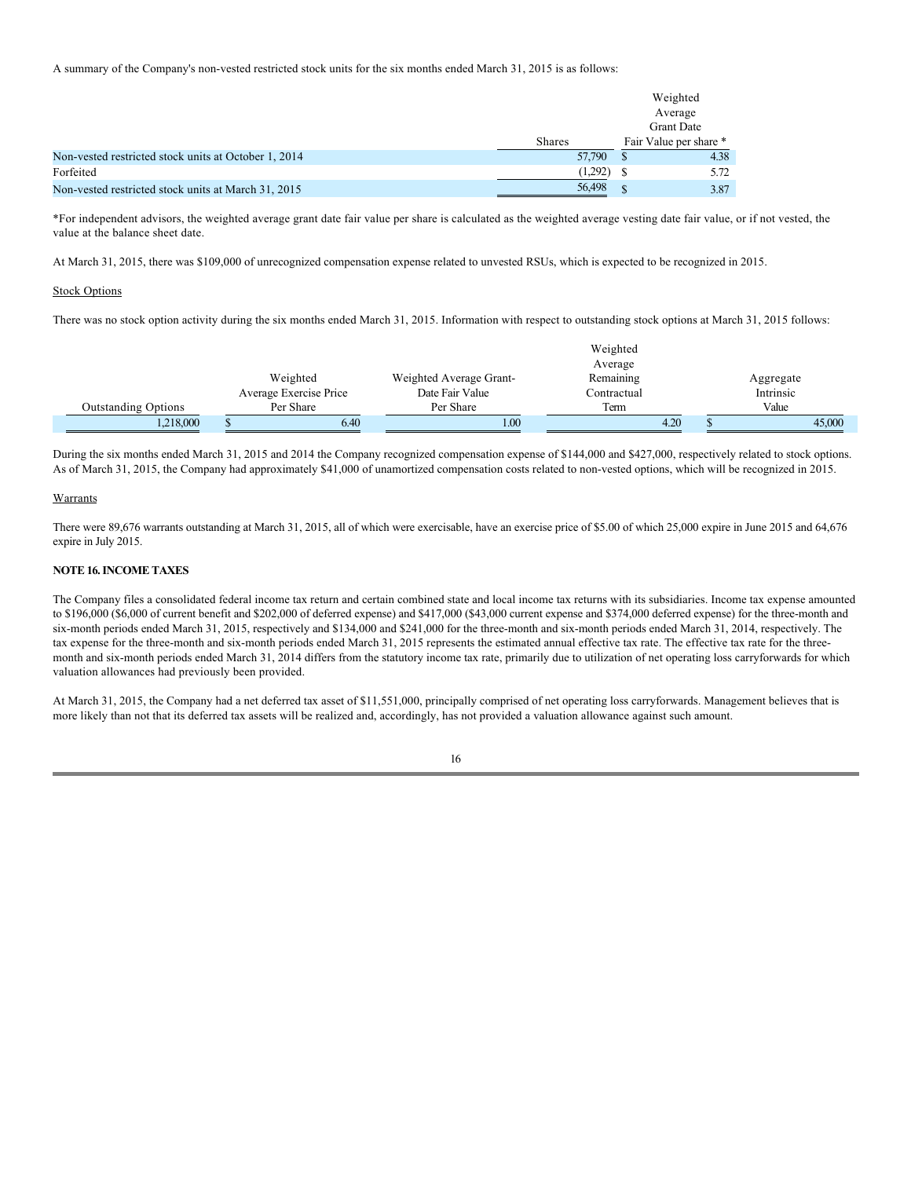A summary of the Company's non-vested restricted stock units for the six months ended March 31, 2015 is as follows:

| | Shares | Weighted Average Grant Date Fair Value per share * |
|---|---|---|
| Non-vested restricted stock units at October 1, 2014 | 57,790 | $ 4.38 |
| Forfeited | (1,292) | $ 5.72 |
| Non-vested restricted stock units at March 31, 2015 | 56,498 | $ 3.87 |

*For independent advisors, the weighted average grant date fair value per share is calculated as the weighted average vesting date fair value, or if not vested, the value at the balance sheet date.

At March 31, 2015, there was $109,000 of unrecognized compensation expense related to unvested RSUs, which is expected to be recognized in 2015.

Stock Options

There was no stock option activity during the six months ended March 31, 2015. Information with respect to outstanding stock options at March 31, 2015 follows:

| Outstanding Options | Weighted Average Exercise Price Per Share | Weighted Average Grant-Date Fair Value Per Share | Weighted Average Remaining Contractual Term | Aggregate Intrinsic Value |
|---|---|---|---|---|
| 1,218,000 | $ 6.40 | 1.00 | 4.20 | $ 45,000 |

During the six months ended March 31, 2015 and 2014 the Company recognized compensation expense of $144,000 and $427,000, respectively related to stock options. As of March 31, 2015, the Company had approximately $41,000 of unamortized compensation costs related to non-vested options, which will be recognized in 2015.

Warrants

There were 89,676 warrants outstanding at March 31, 2015, all of which were exercisable, have an exercise price of $5.00 of which 25,000 expire in June 2015 and 64,676 expire in July 2015.

**NOTE 16. INCOME TAXES**

The Company files a consolidated federal income tax return and certain combined state and local income tax returns with its subsidiaries. Income tax expense amounted to $196,000 ($6,000 of current benefit and $202,000 of deferred expense) and $417,000 ($43,000 current expense and $374,000 deferred expense) for the three-month and six-month periods ended March 31, 2015, respectively and $134,000 and $241,000 for the three-month and six-month periods ended March 31, 2014, respectively. The tax expense for the three-month and six-month periods ended March 31, 2015 represents the estimated annual effective tax rate. The effective tax rate for the three-month and six-month periods ended March 31, 2014 differs from the statutory income tax rate, primarily due to utilization of net operating loss carryforwards for which valuation allowances had previously been provided.

At March 31, 2015, the Company had a net deferred tax asset of $11,551,000, principally comprised of net operating loss carryforwards. Management believes that is more likely than not that its deferred tax assets will be realized and, accordingly, has not provided a valuation allowance against such amount.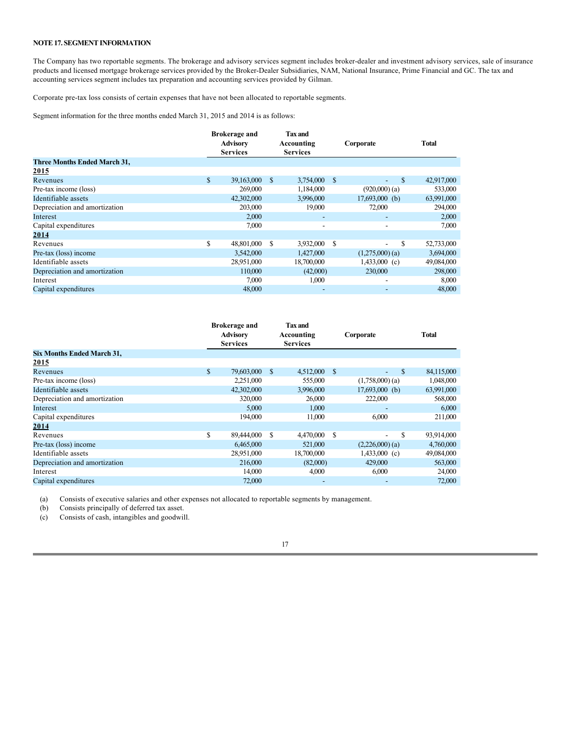**NOTE 17. SEGMENT INFORMATION**

The Company has two reportable segments. The brokerage and advisory services segment includes broker-dealer and investment advisory services, sale of insurance products and licensed mortgage brokerage services provided by the Broker-Dealer Subsidiaries, NAM, National Insurance, Prime Financial and GC. The tax and accounting services segment includes tax preparation and accounting services provided by Gilman.

Corporate pre-tax loss consists of certain expenses that have not been allocated to reportable segments.

Segment information for the three months ended March 31, 2015 and 2014 is as follows:

| | Brokerage and Advisory Services | Tax and Accounting Services | Corporate | Total |
|---|---|---|---|---|
| **Three Months Ended March 31,** | | | | |
| **2015** | | | | |
| Revenues | $ 39,163,000 | $ 3,754,000 | $ - | $ 42,917,000 |
| Pre-tax income (loss) | 269,000 | 1,184,000 | (920,000) (a) | 533,000 |
| Identifiable assets | 42,302,000 | 3,996,000 | 17,693,000 (b) | 63,991,000 |
| Depreciation and amortization | 203,000 | 19,000 | 72,000 | 294,000 |
| Interest | 2,000 | - | - | 2,000 |
| Capital expenditures | 7,000 | - | - | 7,000 |
| **2014** | | | | |
| Revenues | $ 48,801,000 | $ 3,932,000 | $ - | $ 52,733,000 |
| Pre-tax (loss) income | 3,542,000 | 1,427,000 | (1,275,000) (a) | 3,694,000 |
| Identifiable assets | 28,951,000 | 18,700,000 | 1,433,000 (c) | 49,084,000 |
| Depreciation and amortization | 110,000 | (42,000) | 230,000 | 298,000 |
| Interest | 7,000 | 1,000 | - | 8,000 |
| Capital expenditures | 48,000 | - | - | 48,000 |

| | Brokerage and Advisory Services | Tax and Accounting Services | Corporate | Total |
|---|---|---|---|---|
| **Six Months Ended March 31,** | | | | |
| **2015** | | | | |
| Revenues | $ 79,603,000 | $ 4,512,000 | $ - | $ 84,115,000 |
| Pre-tax income (loss) | 2,251,000 | 555,000 | (1,758,000) (a) | 1,048,000 |
| Identifiable assets | 42,302,000 | 3,996,000 | 17,693,000 (b) | 63,991,000 |
| Depreciation and amortization | 320,000 | 26,000 | 222,000 | 568,000 |
| Interest | 5,000 | 1,000 | - | 6,000 |
| Capital expenditures | 194,000 | 11,000 | 6,000 | 211,000 |
| **2014** | | | | |
| Revenues | $ 89,444,000 | $ 4,470,000 | $ - | $ 93,914,000 |
| Pre-tax (loss) income | 6,465,000 | 521,000 | (2,226,000) (a) | 4,760,000 |
| Identifiable assets | 28,951,000 | 18,700,000 | 1,433,000 (c) | 49,084,000 |
| Depreciation and amortization | 216,000 | (82,000) | 429,000 | 563,000 |
| Interest | 14,000 | 4,000 | 6,000 | 24,000 |
| Capital expenditures | 72,000 | - | - | 72,000 |

(a) Consists of executive salaries and other expenses not allocated to reportable segments by management.

(b) Consists principally of deferred tax asset.

(c) Consists of cash, intangibles and goodwill.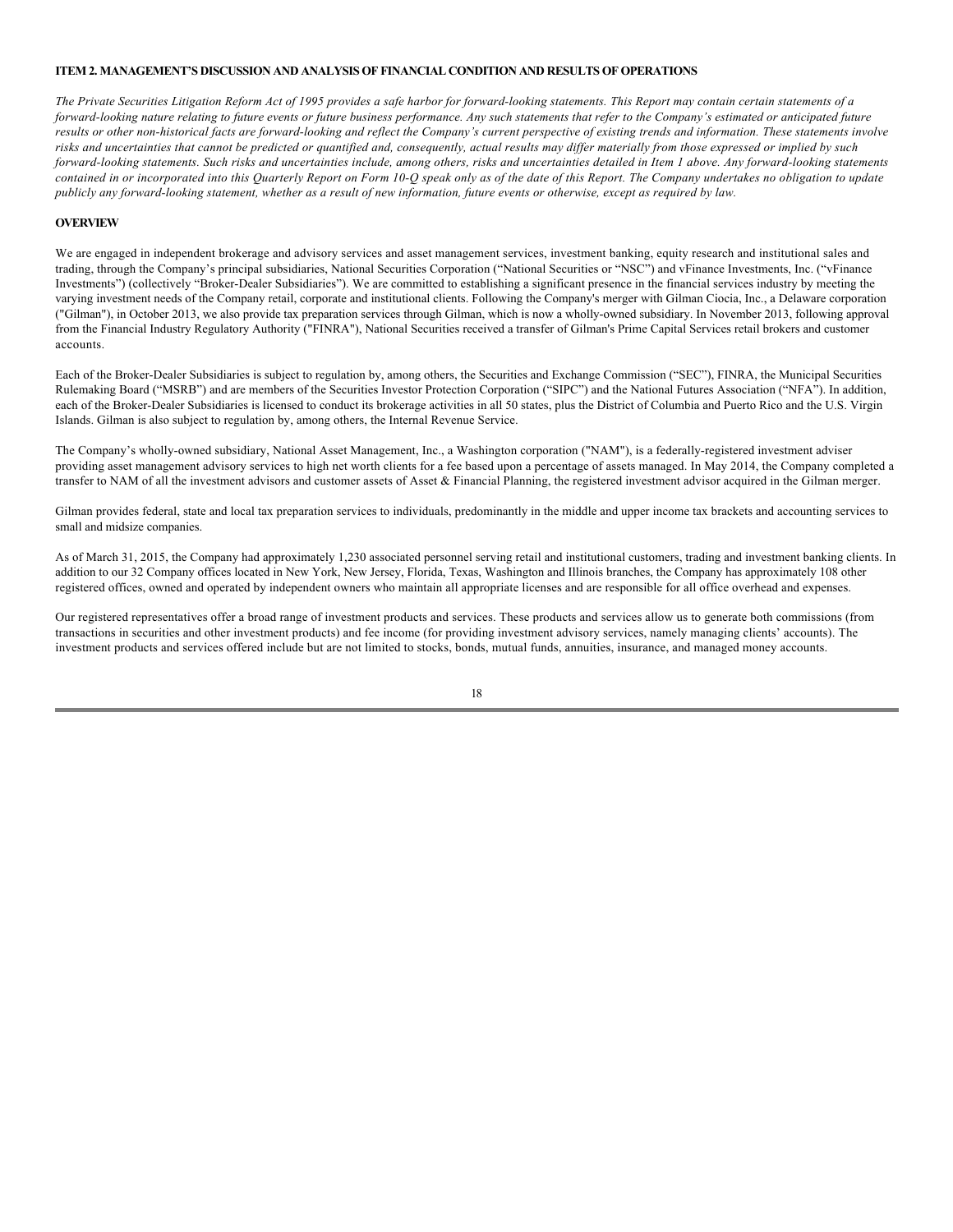## ITEM 2. MANAGEMENT'S DISCUSSION AND ANALYSIS OF FINANCIAL CONDITION AND RESULTS OF OPERATIONS

*The Private Securities Litigation Reform Act of 1995 provides a safe harbor for forward-looking statements. This Report may contain certain statements of a forward-looking nature relating to future events or future business performance. Any such statements that refer to the Company's estimated or anticipated future results or other non-historical facts are forward-looking and reflect the Company's current perspective of existing trends and information. These statements involve risks and uncertainties that cannot be predicted or quantified and, consequently, actual results may differ materially from those expressed or implied by such forward-looking statements. Such risks and uncertainties include, among others, risks and uncertainties detailed in Item 1 above. Any forward-looking statements contained in or incorporated into this Quarterly Report on Form 10-Q speak only as of the date of this Report. The Company undertakes no obligation to update publicly any forward-looking statement, whether as a result of new information, future events or otherwise, except as required by law.*

### OVERVIEW

We are engaged in independent brokerage and advisory services and asset management services, investment banking, equity research and institutional sales and trading, through the Company's principal subsidiaries, National Securities Corporation ("National Securities or "NSC") and vFinance Investments, Inc. ("vFinance Investments") (collectively "Broker-Dealer Subsidiaries"). We are committed to establishing a significant presence in the financial services industry by meeting the varying investment needs of the Company retail, corporate and institutional clients. Following the Company's merger with Gilman Ciocia, Inc., a Delaware corporation ("Gilman"), in October 2013, we also provide tax preparation services through Gilman, which is now a wholly-owned subsidiary. In November 2013, following approval from the Financial Industry Regulatory Authority ("FINRA"), National Securities received a transfer of Gilman's Prime Capital Services retail brokers and customer accounts.

Each of the Broker-Dealer Subsidiaries is subject to regulation by, among others, the Securities and Exchange Commission ("SEC"), FINRA, the Municipal Securities Rulemaking Board ("MSRB") and are members of the Securities Investor Protection Corporation ("SIPC") and the National Futures Association ("NFA"). In addition, each of the Broker-Dealer Subsidiaries is licensed to conduct its brokerage activities in all 50 states, plus the District of Columbia and Puerto Rico and the U.S. Virgin Islands. Gilman is also subject to regulation by, among others, the Internal Revenue Service.

The Company's wholly-owned subsidiary, National Asset Management, Inc., a Washington corporation ("NAM"), is a federally-registered investment adviser providing asset management advisory services to high net worth clients for a fee based upon a percentage of assets managed. In May 2014, the Company completed a transfer to NAM of all the investment advisors and customer assets of Asset & Financial Planning, the registered investment advisor acquired in the Gilman merger.

Gilman provides federal, state and local tax preparation services to individuals, predominantly in the middle and upper income tax brackets and accounting services to small and midsize companies.

As of March 31, 2015, the Company had approximately 1,230 associated personnel serving retail and institutional customers, trading and investment banking clients. In addition to our 32 Company offices located in New York, New Jersey, Florida, Texas, Washington and Illinois branches, the Company has approximately 108 other registered offices, owned and operated by independent owners who maintain all appropriate licenses and are responsible for all office overhead and expenses.

Our registered representatives offer a broad range of investment products and services. These products and services allow us to generate both commissions (from transactions in securities and other investment products) and fee income (for providing investment advisory services, namely managing clients' accounts). The investment products and services offered include but are not limited to stocks, bonds, mutual funds, annuities, insurance, and managed money accounts.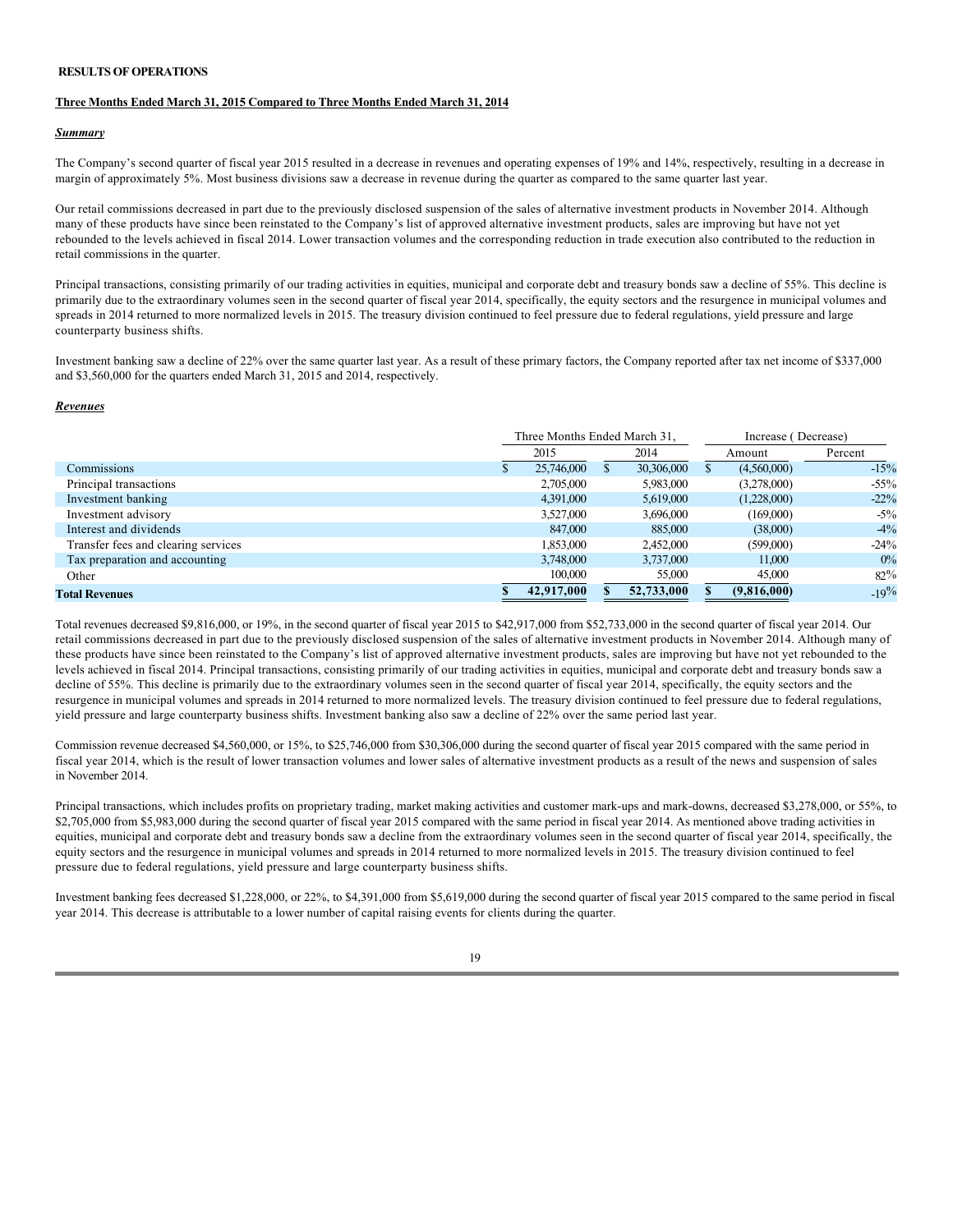**RESULTS OF OPERATIONS**

**Three Months Ended March 31, 2015 Compared to Three Months Ended March 31, 2014**

***Summary***

The Company's second quarter of fiscal year 2015 resulted in a decrease in revenues and operating expenses of 19% and 14%, respectively, resulting in a decrease in margin of approximately 5%. Most business divisions saw a decrease in revenue during the quarter as compared to the same quarter last year.

Our retail commissions decreased in part due to the previously disclosed suspension of the sales of alternative investment products in November 2014. Although many of these products have since been reinstated to the Company's list of approved alternative investment products, sales are improving but have not yet rebounded to the levels achieved in fiscal 2014. Lower transaction volumes and the corresponding reduction in trade execution also contributed to the reduction in retail commissions in the quarter.

Principal transactions, consisting primarily of our trading activities in equities, municipal and corporate debt and treasury bonds saw a decline of 55%. This decline is primarily due to the extraordinary volumes seen in the second quarter of fiscal year 2014, specifically, the equity sectors and the resurgence in municipal volumes and spreads in 2014 returned to more normalized levels in 2015. The treasury division continued to feel pressure due to federal regulations, yield pressure and large counterparty business shifts.

Investment banking saw a decline of 22% over the same quarter last year. As a result of these primary factors, the Company reported after tax net income of $337,000 and $3,560,000 for the quarters ended March 31, 2015 and 2014, respectively.

***Revenues***

| | Three Months Ended March 31, | | Increase ( Decrease) | |
|---|---|---|---|---|
| | 2015 | 2014 | Amount | Percent |
| Commissions | $ 25,746,000 | $ 30,306,000 | $ (4,560,000) | -15% |
| Principal transactions | 2,705,000 | 5,983,000 | (3,278,000) | -55% |
| Investment banking | 4,391,000 | 5,619,000 | (1,228,000) | -22% |
| Investment advisory | 3,527,000 | 3,696,000 | (169,000) | -5% |
| Interest and dividends | 847,000 | 885,000 | (38,000) | -4% |
| Transfer fees and clearing services | 1,853,000 | 2,452,000 | (599,000) | -24% |
| Tax preparation and accounting | 3,748,000 | 3,737,000 | 11,000 | 0% |
| Other | 100,000 | 55,000 | 45,000 | 82% |
| **Total Revenues** | **$ 42,917,000** | **$ 52,733,000** | **$ (9,816,000)** | -19% |

Total revenues decreased $9,816,000, or 19%, in the second quarter of fiscal year 2015 to $42,917,000 from $52,733,000 in the second quarter of fiscal year 2014. Our retail commissions decreased in part due to the previously disclosed suspension of the sales of alternative investment products in November 2014. Although many of these products have since been reinstated to the Company's list of approved alternative investment products, sales are improving but have not yet rebounded to the levels achieved in fiscal 2014. Principal transactions, consisting primarily of our trading activities in equities, municipal and corporate debt and treasury bonds saw a decline of 55%. This decline is primarily due to the extraordinary volumes seen in the second quarter of fiscal year 2014, specifically, the equity sectors and the resurgence in municipal volumes and spreads in 2014 returned to more normalized levels. The treasury division continued to feel pressure due to federal regulations, yield pressure and large counterparty business shifts. Investment banking also saw a decline of 22% over the same period last year.

Commission revenue decreased $4,560,000, or 15%, to $25,746,000 from $30,306,000 during the second quarter of fiscal year 2015 compared with the same period in fiscal year 2014, which is the result of lower transaction volumes and lower sales of alternative investment products as a result of the news and suspension of sales in November 2014.

Principal transactions, which includes profits on proprietary trading, market making activities and customer mark-ups and mark-downs, decreased $3,278,000, or 55%, to $2,705,000 from $5,983,000 during the second quarter of fiscal year 2015 compared with the same period in fiscal year 2014. As mentioned above trading activities in equities, municipal and corporate debt and treasury bonds saw a decline from the extraordinary volumes seen in the second quarter of fiscal year 2014, specifically, the equity sectors and the resurgence in municipal volumes and spreads in 2014 returned to more normalized levels in 2015. The treasury division continued to feel pressure due to federal regulations, yield pressure and large counterparty business shifts.

Investment banking fees decreased $1,228,000, or 22%, to $4,391,000 from $5,619,000 during the second quarter of fiscal year 2015 compared to the same period in fiscal year 2014. This decrease is attributable to a lower number of capital raising events for clients during the quarter.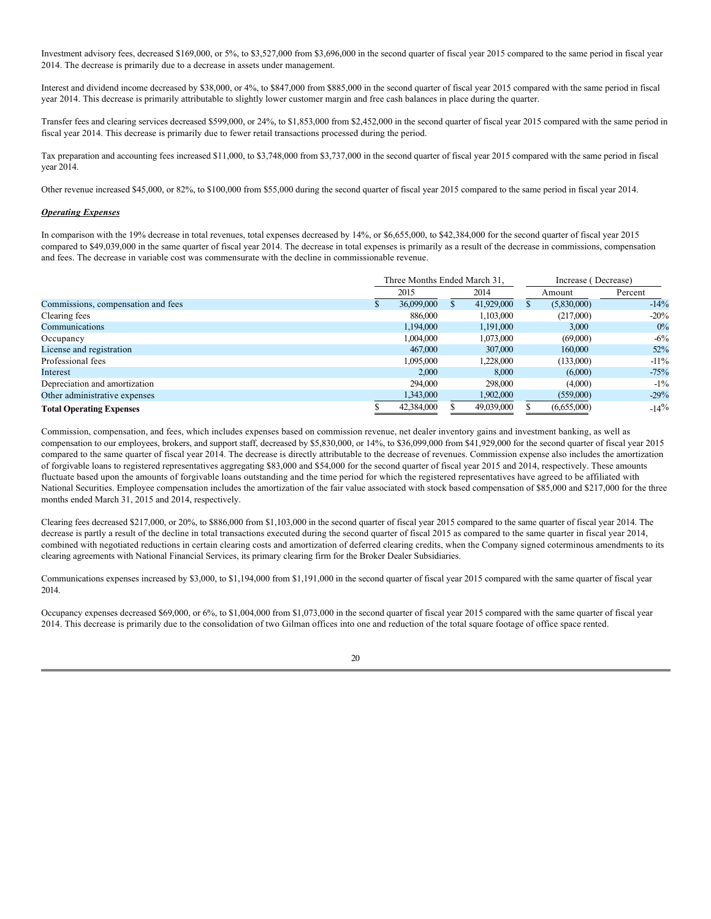Investment advisory fees, decreased $169,000, or 5%, to $3,527,000 from $3,696,000 in the second quarter of fiscal year 2015 compared to the same period in fiscal year 2014. The decrease is primarily due to a decrease in assets under management.

Interest and dividend income decreased by $38,000, or 4%, to $847,000 from $885,000 in the second quarter of fiscal year 2015 compared with the same period in fiscal year 2014. This decrease is primarily attributable to slightly lower customer margin and free cash balances in place during the quarter.

Transfer fees and clearing services decreased $599,000, or 24%, to $1,853,000 from $2,452,000 in the second quarter of fiscal year 2015 compared with the same period in fiscal year 2014. This decrease is primarily due to fewer retail transactions processed during the period.

Tax preparation and accounting fees increased $11,000, to $3,748,000 from $3,737,000 in the second quarter of fiscal year 2015 compared with the same period in fiscal year 2014.

Other revenue increased $45,000, or 82%, to $100,000 from $55,000 during the second quarter of fiscal year 2015 compared to the same period in fiscal year 2014.

***Operating Expenses***

In comparison with the 19% decrease in total revenues, total expenses decreased by 14%, or $6,655,000, to $42,384,000 for the second quarter of fiscal year 2015 compared to $49,039,000 in the same quarter of fiscal year 2014. The decrease in total expenses is primarily as a result of the decrease in commissions, compensation and fees. The decrease in variable cost was commensurate with the decline in commissionable revenue.

| | Three Months Ended March 31, | | Increase ( Decrease) | |
|---|---|---|---|---|
| | 2015 | 2014 | Amount | Percent |
| Commissions, compensation and fees | $ 36,099,000 | $ 41,929,000 | $ (5,830,000) | -14% |
| Clearing fees | 886,000 | 1,103,000 | (217,000) | -20% |
| Communications | 1,194,000 | 1,191,000 | 3,000 | 0% |
| Occupancy | 1,004,000 | 1,073,000 | (69,000) | -6% |
| License and registration | 467,000 | 307,000 | 160,000 | 52% |
| Professional fees | 1,095,000 | 1,228,000 | (133,000) | -11% |
| Interest | 2,000 | 8,000 | (6,000) | -75% |
| Depreciation and amortization | 294,000 | 298,000 | (4,000) | -1% |
| Other administrative expenses | 1,343,000 | 1,902,000 | (559,000) | -29% |
| **Total Operating Expenses** | $ 42,384,000 | $ 49,039,000 | $ (6,655,000) | -14% |

Commission, compensation, and fees, which includes expenses based on commission revenue, net dealer inventory gains and investment banking, as well as compensation to our employees, brokers, and support staff, decreased by $5,830,000, or 14%, to $36,099,000 from $41,929,000 for the second quarter of fiscal year 2015 compared to the same quarter of fiscal year 2014. The decrease is directly attributable to the decrease of revenues. Commission expense also includes the amortization of forgivable loans to registered representatives aggregating $83,000 and $54,000 for the second quarter of fiscal year 2015 and 2014, respectively. These amounts fluctuate based upon the amounts of forgivable loans outstanding and the time period for which the registered representatives have agreed to be affiliated with National Securities. Employee compensation includes the amortization of the fair value associated with stock based compensation of $85,000 and $217,000 for the three months ended March 31, 2015 and 2014, respectively.

Clearing fees decreased $217,000, or 20%, to $886,000 from $1,103,000 in the second quarter of fiscal year 2015 compared to the same quarter of fiscal year 2014. The decrease is partly a result of the decline in total transactions executed during the second quarter of fiscal 2015 as compared to the same quarter in fiscal year 2014, combined with negotiated reductions in certain clearing costs and amortization of deferred clearing credits, when the Company signed coterminous amendments to its clearing agreements with National Financial Services, its primary clearing firm for the Broker Dealer Subsidiaries.

Communications expenses increased by $3,000, to $1,194,000 from $1,191,000 in the second quarter of fiscal year 2015 compared with the same quarter of fiscal year 2014.

Occupancy expenses decreased $69,000, or 6%, to $1,004,000 from $1,073,000 in the second quarter of fiscal year 2015 compared with the same quarter of fiscal year 2014. This decrease is primarily due to the consolidation of two Gilman offices into one and reduction of the total square footage of office space rented.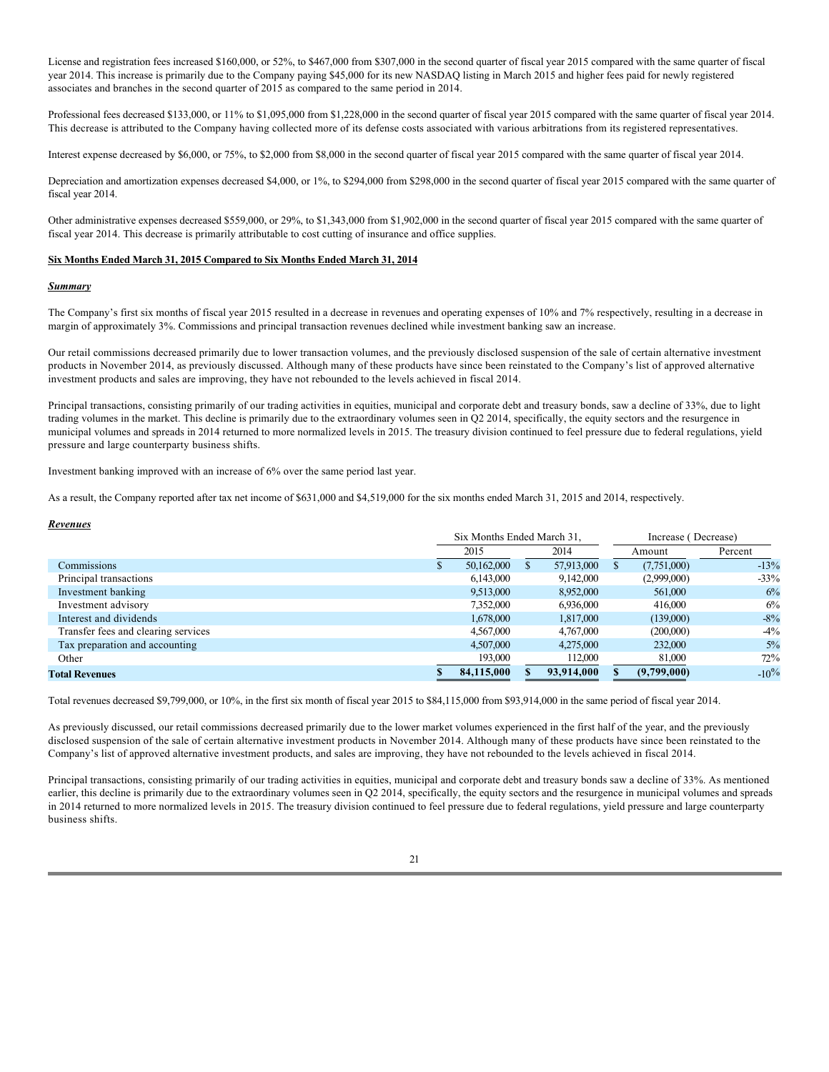License and registration fees increased $160,000, or 52%, to $467,000 from $307,000 in the second quarter of fiscal year 2015 compared with the same quarter of fiscal year 2014. This increase is primarily due to the Company paying $45,000 for its new NASDAQ listing in March 2015 and higher fees paid for newly registered associates and branches in the second quarter of 2015 as compared to the same period in 2014.

Professional fees decreased $133,000, or 11% to $1,095,000 from $1,228,000 in the second quarter of fiscal year 2015 compared with the same quarter of fiscal year 2014. This decrease is attributed to the Company having collected more of its defense costs associated with various arbitrations from its registered representatives.

Interest expense decreased by $6,000, or 75%, to $2,000 from $8,000 in the second quarter of fiscal year 2015 compared with the same quarter of fiscal year 2014.

Depreciation and amortization expenses decreased $4,000, or 1%, to $294,000 from $298,000 in the second quarter of fiscal year 2015 compared with the same quarter of fiscal year 2014.

Other administrative expenses decreased $559,000, or 29%, to $1,343,000 from $1,902,000 in the second quarter of fiscal year 2015 compared with the same quarter of fiscal year 2014. This decrease is primarily attributable to cost cutting of insurance and office supplies.

## Six Months Ended March 31, 2015 Compared to Six Months Ended March 31, 2014

### *Summary*

The Company's first six months of fiscal year 2015 resulted in a decrease in revenues and operating expenses of 10% and 7% respectively, resulting in a decrease in margin of approximately 3%. Commissions and principal transaction revenues declined while investment banking saw an increase.

Our retail commissions decreased primarily due to lower transaction volumes, and the previously disclosed suspension of the sale of certain alternative investment products in November 2014, as previously discussed. Although many of these products have since been reinstated to the Company's list of approved alternative investment products and sales are improving, they have not rebounded to the levels achieved in fiscal 2014.

Principal transactions, consisting primarily of our trading activities in equities, municipal and corporate debt and treasury bonds, saw a decline of 33%, due to light trading volumes in the market. This decline is primarily due to the extraordinary volumes seen in Q2 2014, specifically, the equity sectors and the resurgence in municipal volumes and spreads in 2014 returned to more normalized levels in 2015. The treasury division continued to feel pressure due to federal regulations, yield pressure and large counterparty business shifts.

Investment banking improved with an increase of 6% over the same period last year.

As a result, the Company reported after tax net income of $631,000 and $4,519,000 for the six months ended March 31, 2015 and 2014, respectively.

### *Revenues*

| | Six Months Ended March 31, | | Increase ( Decrease) | |
|---|---|---|---|---|
| | 2015 | 2014 | Amount | Percent |
| Commissions | $ 50,162,000 | $ 57,913,000 | $ (7,751,000) | -13% |
| Principal transactions | 6,143,000 | 9,142,000 | (2,999,000) | -33% |
| Investment banking | 9,513,000 | 8,952,000 | 561,000 | 6% |
| Investment advisory | 7,352,000 | 6,936,000 | 416,000 | 6% |
| Interest and dividends | 1,678,000 | 1,817,000 | (139,000) | -8% |
| Transfer fees and clearing services | 4,567,000 | 4,767,000 | (200,000) | -4% |
| Tax preparation and accounting | 4,507,000 | 4,275,000 | 232,000 | 5% |
| Other | 193,000 | 112,000 | 81,000 | 72% |
| **Total Revenues** | **$ 84,115,000** | **$ 93,914,000** | **$ (9,799,000)** | -10% |

Total revenues decreased $9,799,000, or 10%, in the first six month of fiscal year 2015 to $84,115,000 from $93,914,000 in the same period of fiscal year 2014.

As previously discussed, our retail commissions decreased primarily due to the lower market volumes experienced in the first half of the year, and the previously disclosed suspension of the sale of certain alternative investment products in November 2014. Although many of these products have since been reinstated to the Company's list of approved alternative investment products, and sales are improving, they have not rebounded to the levels achieved in fiscal 2014.

Principal transactions, consisting primarily of our trading activities in equities, municipal and corporate debt and treasury bonds saw a decline of 33%. As mentioned earlier, this decline is primarily due to the extraordinary volumes seen in Q2 2014, specifically, the equity sectors and the resurgence in municipal volumes and spreads in 2014 returned to more normalized levels in 2015. The treasury division continued to feel pressure due to federal regulations, yield pressure and large counterparty business shifts.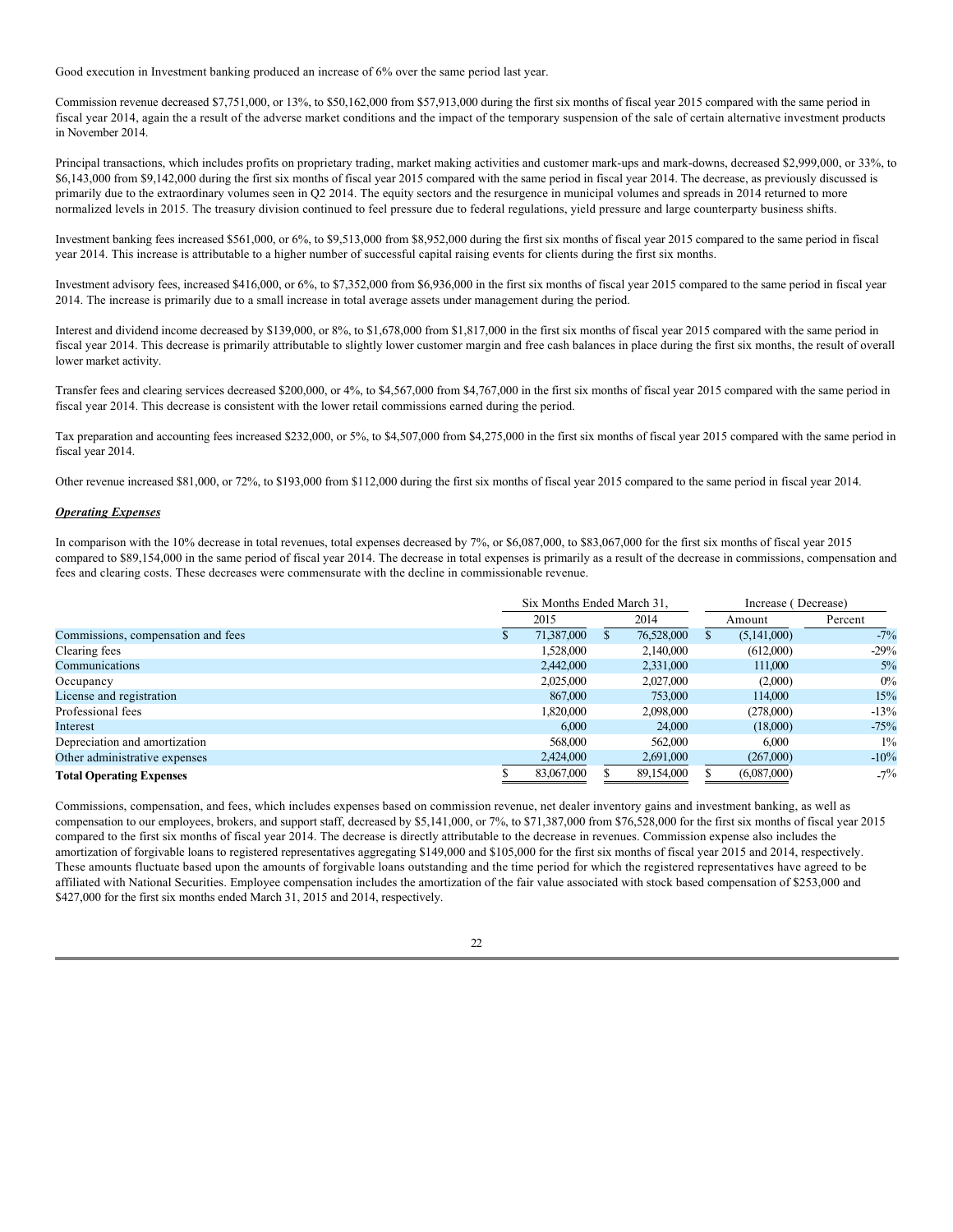Good execution in Investment banking produced an increase of 6% over the same period last year.

Commission revenue decreased $7,751,000, or 13%, to $50,162,000 from $57,913,000 during the first six months of fiscal year 2015 compared with the same period in fiscal year 2014, again the a result of the adverse market conditions and the impact of the temporary suspension of the sale of certain alternative investment products in November 2014.

Principal transactions, which includes profits on proprietary trading, market making activities and customer mark-ups and mark-downs, decreased $2,999,000, or 33%, to $6,143,000 from $9,142,000 during the first six months of fiscal year 2015 compared with the same period in fiscal year 2014. The decrease, as previously discussed is primarily due to the extraordinary volumes seen in Q2 2014. The equity sectors and the resurgence in municipal volumes and spreads in 2014 returned to more normalized levels in 2015. The treasury division continued to feel pressure due to federal regulations, yield pressure and large counterparty business shifts.

Investment banking fees increased $561,000, or 6%, to $9,513,000 from $8,952,000 during the first six months of fiscal year 2015 compared to the same period in fiscal year 2014. This increase is attributable to a higher number of successful capital raising events for clients during the first six months.

Investment advisory fees, increased $416,000, or 6%, to $7,352,000 from $6,936,000 in the first six months of fiscal year 2015 compared to the same period in fiscal year 2014. The increase is primarily due to a small increase in total average assets under management during the period.

Interest and dividend income decreased by $139,000, or 8%, to $1,678,000 from $1,817,000 in the first six months of fiscal year 2015 compared with the same period in fiscal year 2014. This decrease is primarily attributable to slightly lower customer margin and free cash balances in place during the first six months, the result of overall lower market activity.

Transfer fees and clearing services decreased $200,000, or 4%, to $4,567,000 from $4,767,000 in the first six months of fiscal year 2015 compared with the same period in fiscal year 2014. This decrease is consistent with the lower retail commissions earned during the period.

Tax preparation and accounting fees increased $232,000, or 5%, to $4,507,000 from $4,275,000 in the first six months of fiscal year 2015 compared with the same period in fiscal year 2014.

Other revenue increased $81,000, or 72%, to $193,000 from $112,000 during the first six months of fiscal year 2015 compared to the same period in fiscal year 2014.

***Operating Expenses***

In comparison with the 10% decrease in total revenues, total expenses decreased by 7%, or $6,087,000, to $83,067,000 for the first six months of fiscal year 2015 compared to $89,154,000 in the same period of fiscal year 2014. The decrease in total expenses is primarily as a result of the decrease in commissions, compensation and fees and clearing costs. These decreases were commensurate with the decline in commissionable revenue.

| | Six Months Ended March 31, | | Increase ( Decrease) | |
|---|---|---|---|---|
| | 2015 | 2014 | Amount | Percent |
| Commissions, compensation and fees | $ 71,387,000 | $ 76,528,000 | $ (5,141,000) | -7% |
| Clearing fees | 1,528,000 | 2,140,000 | (612,000) | -29% |
| Communications | 2,442,000 | 2,331,000 | 111,000 | 5% |
| Occupancy | 2,025,000 | 2,027,000 | (2,000) | 0% |
| License and registration | 867,000 | 753,000 | 114,000 | 15% |
| Professional fees | 1,820,000 | 2,098,000 | (278,000) | -13% |
| Interest | 6,000 | 24,000 | (18,000) | -75% |
| Depreciation and amortization | 568,000 | 562,000 | 6,000 | 1% |
| Other administrative expenses | 2,424,000 | 2,691,000 | (267,000) | -10% |
| **Total Operating Expenses** | $ 83,067,000 | $ 89,154,000 | $ (6,087,000) | -7% |

Commissions, compensation, and fees, which includes expenses based on commission revenue, net dealer inventory gains and investment banking, as well as compensation to our employees, brokers, and support staff, decreased by $5,141,000, or 7%, to $71,387,000 from $76,528,000 for the first six months of fiscal year 2015 compared to the first six months of fiscal year 2014. The decrease is directly attributable to the decrease in revenues. Commission expense also includes the amortization of forgivable loans to registered representatives aggregating $149,000 and $105,000 for the first six months of fiscal year 2015 and 2014, respectively. These amounts fluctuate based upon the amounts of forgivable loans outstanding and the time period for which the registered representatives have agreed to be affiliated with National Securities. Employee compensation includes the amortization of the fair value associated with stock based compensation of $253,000 and $427,000 for the first six months ended March 31, 2015 and 2014, respectively.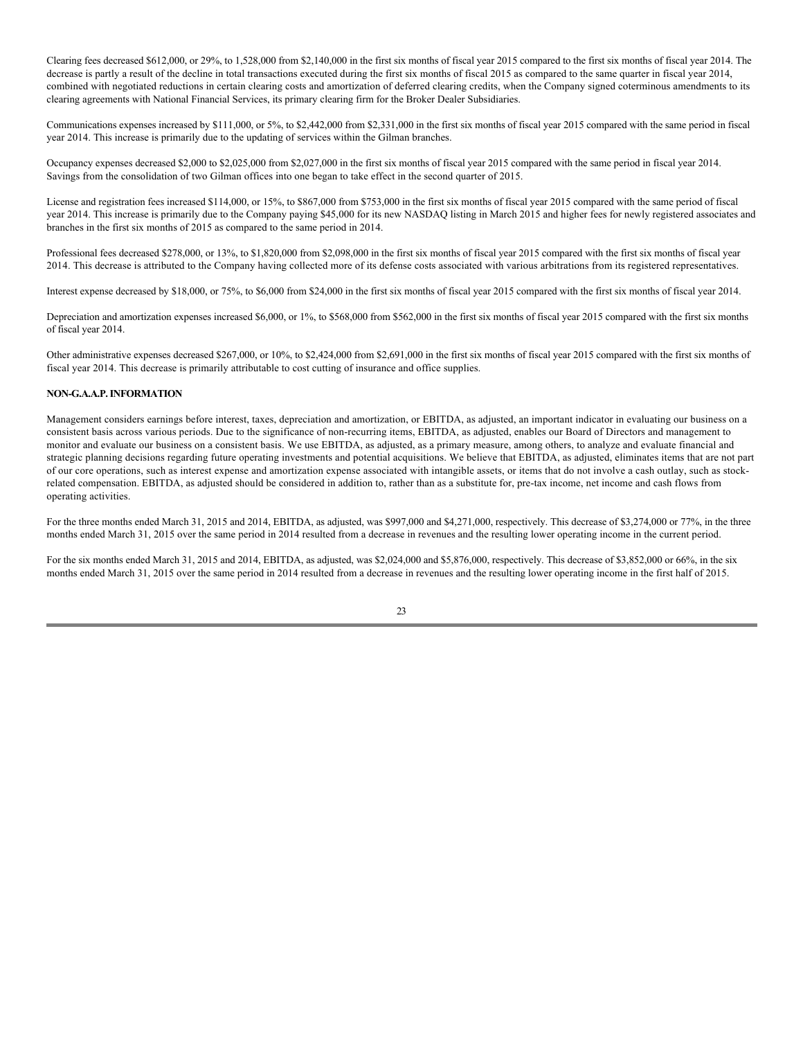Clearing fees decreased $612,000, or 29%, to 1,528,000 from $2,140,000 in the first six months of fiscal year 2015 compared to the first six months of fiscal year 2014. The decrease is partly a result of the decline in total transactions executed during the first six months of fiscal 2015 as compared to the same quarter in fiscal year 2014, combined with negotiated reductions in certain clearing costs and amortization of deferred clearing credits, when the Company signed coterminous amendments to its clearing agreements with National Financial Services, its primary clearing firm for the Broker Dealer Subsidiaries.

Communications expenses increased by $111,000, or 5%, to $2,442,000 from $2,331,000 in the first six months of fiscal year 2015 compared with the same period in fiscal year 2014. This increase is primarily due to the updating of services within the Gilman branches.

Occupancy expenses decreased $2,000 to $2,025,000 from $2,027,000 in the first six months of fiscal year 2015 compared with the same period in fiscal year 2014. Savings from the consolidation of two Gilman offices into one began to take effect in the second quarter of 2015.

License and registration fees increased $114,000, or 15%, to $867,000 from $753,000 in the first six months of fiscal year 2015 compared with the same period of fiscal year 2014. This increase is primarily due to the Company paying $45,000 for its new NASDAQ listing in March 2015 and higher fees for newly registered associates and branches in the first six months of 2015 as compared to the same period in 2014.

Professional fees decreased $278,000, or 13%, to $1,820,000 from $2,098,000 in the first six months of fiscal year 2015 compared with the first six months of fiscal year 2014. This decrease is attributed to the Company having collected more of its defense costs associated with various arbitrations from its registered representatives.

Interest expense decreased by $18,000, or 75%, to $6,000 from $24,000 in the first six months of fiscal year 2015 compared with the first six months of fiscal year 2014.

Depreciation and amortization expenses increased $6,000, or 1%, to $568,000 from $562,000 in the first six months of fiscal year 2015 compared with the first six months of fiscal year 2014.

Other administrative expenses decreased $267,000, or 10%, to $2,424,000 from $2,691,000 in the first six months of fiscal year 2015 compared with the first six months of fiscal year 2014. This decrease is primarily attributable to cost cutting of insurance and office supplies.

**NON-G.A.A.P. INFORMATION**

Management considers earnings before interest, taxes, depreciation and amortization, or EBITDA, as adjusted, an important indicator in evaluating our business on a consistent basis across various periods. Due to the significance of non-recurring items, EBITDA, as adjusted, enables our Board of Directors and management to monitor and evaluate our business on a consistent basis. We use EBITDA, as adjusted, as a primary measure, among others, to analyze and evaluate financial and strategic planning decisions regarding future operating investments and potential acquisitions. We believe that EBITDA, as adjusted, eliminates items that are not part of our core operations, such as interest expense and amortization expense associated with intangible assets, or items that do not involve a cash outlay, such as stock-related compensation. EBITDA, as adjusted should be considered in addition to, rather than as a substitute for, pre-tax income, net income and cash flows from operating activities.

For the three months ended March 31, 2015 and 2014, EBITDA, as adjusted, was $997,000 and $4,271,000, respectively. This decrease of $3,274,000 or 77%, in the three months ended March 31, 2015 over the same period in 2014 resulted from a decrease in revenues and the resulting lower operating income in the current period.

For the six months ended March 31, 2015 and 2014, EBITDA, as adjusted, was $2,024,000 and $5,876,000, respectively. This decrease of $3,852,000 or 66%, in the six months ended March 31, 2015 over the same period in 2014 resulted from a decrease in revenues and the resulting lower operating income in the first half of 2015.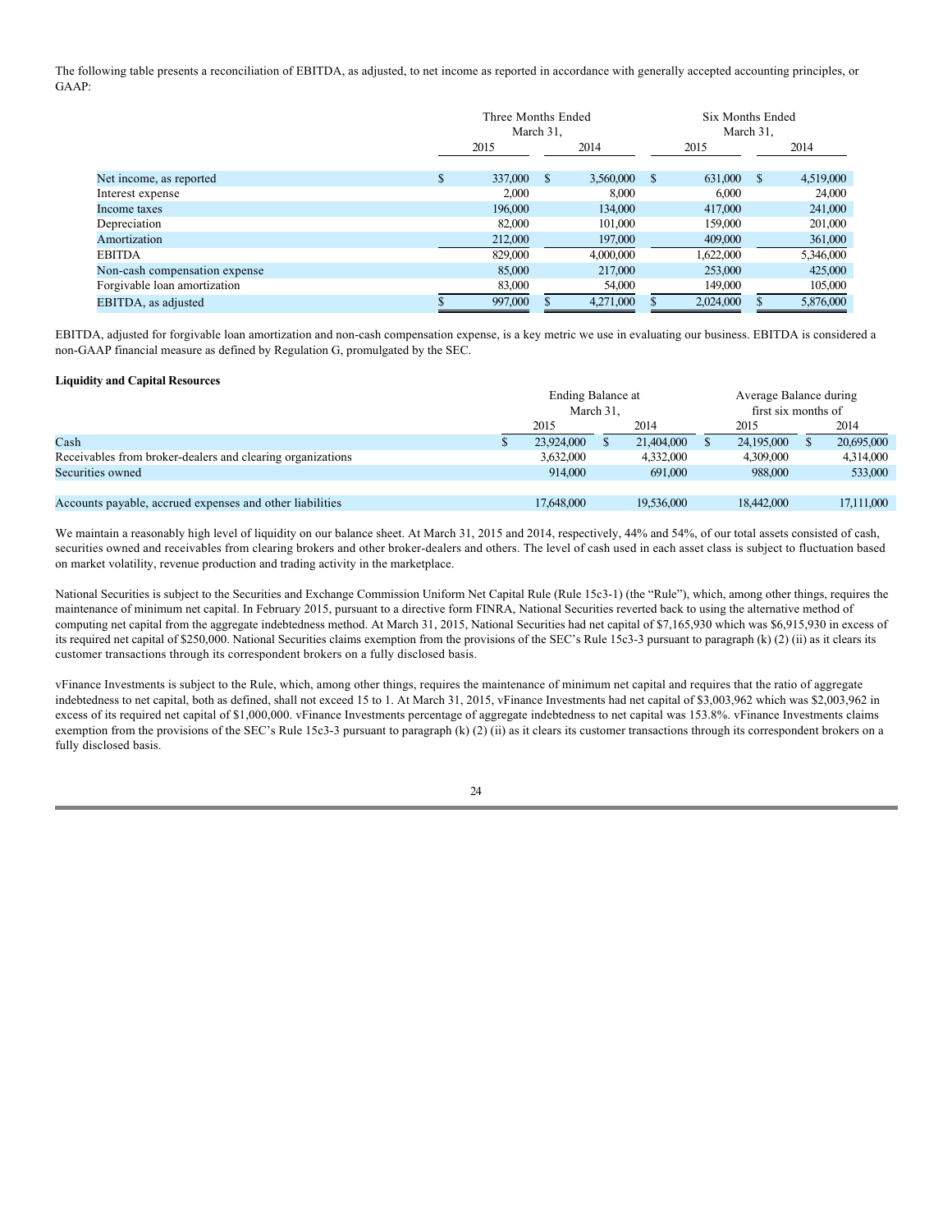The following table presents a reconciliation of EBITDA, as adjusted, to net income as reported in accordance with generally accepted accounting principles, or GAAP:

| | Three Months Ended March 31, | | Six Months Ended March 31, | |
|---|---|---|---|---|
| | 2015 | 2014 | 2015 | 2014 |
| Net income, as reported | $ 337,000 | $ 3,560,000 | $ 631,000 | $ 4,519,000 |
| Interest expense | 2,000 | 8,000 | 6,000 | 24,000 |
| Income taxes | 196,000 | 134,000 | 417,000 | 241,000 |
| Depreciation | 82,000 | 101,000 | 159,000 | 201,000 |
| Amortization | 212,000 | 197,000 | 409,000 | 361,000 |
| EBITDA | 829,000 | 4,000,000 | 1,622,000 | 5,346,000 |
| Non-cash compensation expense | 85,000 | 217,000 | 253,000 | 425,000 |
| Forgivable loan amortization | 83,000 | 54,000 | 149,000 | 105,000 |
| EBITDA, as adjusted | $ 997,000 | $ 4,271,000 | $ 2,024,000 | $ 5,876,000 |

EBITDA, adjusted for forgivable loan amortization and non-cash compensation expense, is a key metric we use in evaluating our business. EBITDA is considered a non-GAAP financial measure as defined by Regulation G, promulgated by the SEC.

**Liquidity and Capital Resources**

| | Ending Balance at March 31, | | Average Balance during first six months of | |
|---|---|---|---|---|
| | 2015 | 2014 | 2015 | 2014 |
| Cash | $ 23,924,000 | $ 21,404,000 | $ 24,195,000 | $ 20,695,000 |
| Receivables from broker-dealers and clearing organizations | 3,632,000 | 4,332,000 | 4,309,000 | 4,314,000 |
| Securities owned | 914,000 | 691,000 | 988,000 | 533,000 |
| | | | | |
| Accounts payable, accrued expenses and other liabilities | 17,648,000 | 19,536,000 | 18,442,000 | 17,111,000 |

We maintain a reasonably high level of liquidity on our balance sheet. At March 31, 2015 and 2014, respectively, 44% and 54%, of our total assets consisted of cash, securities owned and receivables from clearing brokers and other broker-dealers and others. The level of cash used in each asset class is subject to fluctuation based on market volatility, revenue production and trading activity in the marketplace.

National Securities is subject to the Securities and Exchange Commission Uniform Net Capital Rule (Rule 15c3-1) (the "Rule"), which, among other things, requires the maintenance of minimum net capital. In February 2015, pursuant to a directive form FINRA, National Securities reverted back to using the alternative method of computing net capital from the aggregate indebtedness method. At March 31, 2015, National Securities had net capital of $7,165,930 which was $6,915,930 in excess of its required net capital of $250,000. National Securities claims exemption from the provisions of the SEC's Rule 15c3-3 pursuant to paragraph (k) (2) (ii) as it clears its customer transactions through its correspondent brokers on a fully disclosed basis.

vFinance Investments is subject to the Rule, which, among other things, requires the maintenance of minimum net capital and requires that the ratio of aggregate indebtedness to net capital, both as defined, shall not exceed 15 to 1. At March 31, 2015, vFinance Investments had net capital of $3,003,962 which was $2,003,962 in excess of its required net capital of $1,000,000. vFinance Investments percentage of aggregate indebtedness to net capital was 153.8%. vFinance Investments claims exemption from the provisions of the SEC's Rule 15c3-3 pursuant to paragraph (k) (2) (ii) as it clears its customer transactions through its correspondent brokers on a fully disclosed basis.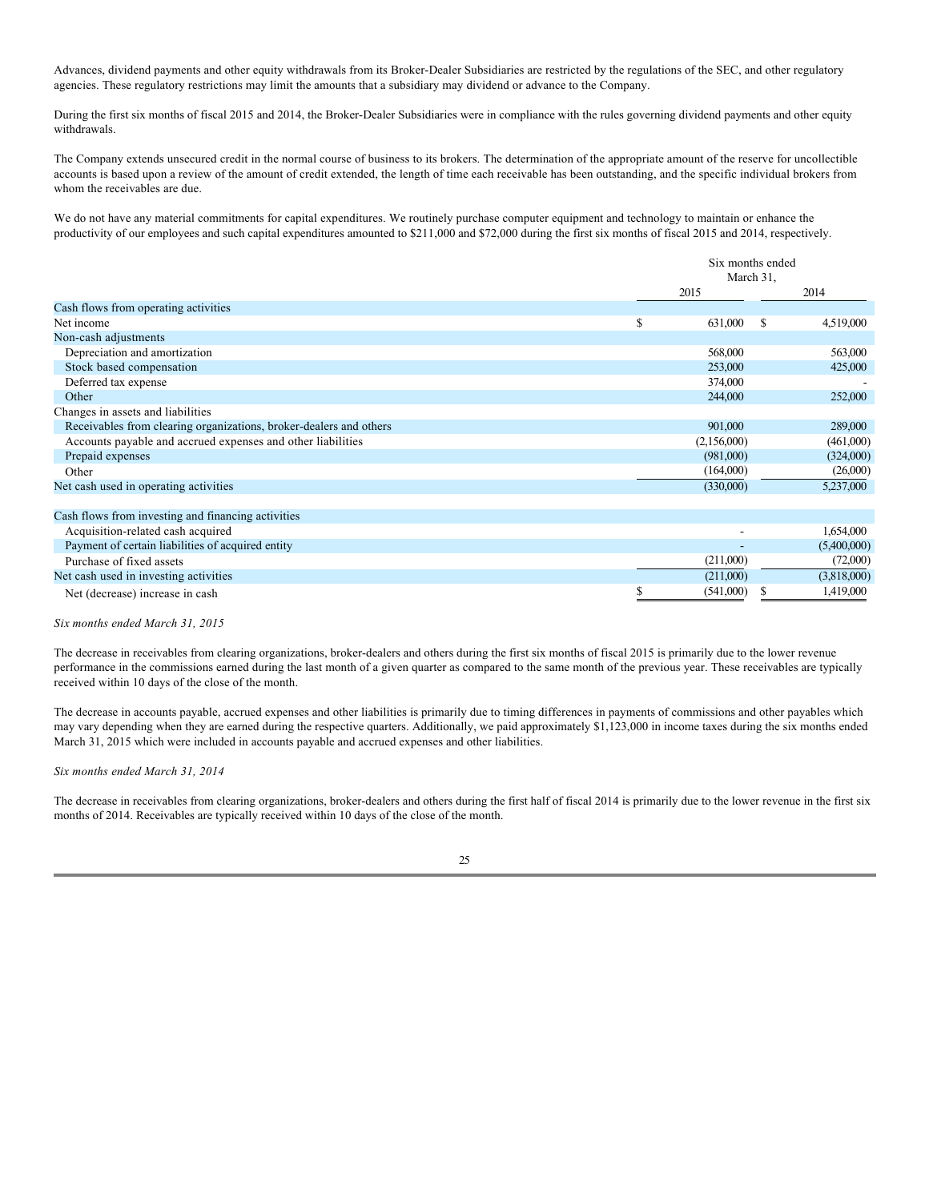Advances, dividend payments and other equity withdrawals from its Broker-Dealer Subsidiaries are restricted by the regulations of the SEC, and other regulatory agencies. These regulatory restrictions may limit the amounts that a subsidiary may dividend or advance to the Company.

During the first six months of fiscal 2015 and 2014, the Broker-Dealer Subsidiaries were in compliance with the rules governing dividend payments and other equity withdrawals.

The Company extends unsecured credit in the normal course of business to its brokers. The determination of the appropriate amount of the reserve for uncollectible accounts is based upon a review of the amount of credit extended, the length of time each receivable has been outstanding, and the specific individual brokers from whom the receivables are due.

We do not have any material commitments for capital expenditures. We routinely purchase computer equipment and technology to maintain or enhance the productivity of our employees and such capital expenditures amounted to $211,000 and $72,000 during the first six months of fiscal 2015 and 2014, respectively.

| | Six months ended March 31, | |
|---|---|---|
| | 2015 | 2014 |
| Cash flows from operating activities | | |
| Net income | $ 631,000 | $ 4,519,000 |
| Non-cash adjustments | | |
| Depreciation and amortization | 568,000 | 563,000 |
| Stock based compensation | 253,000 | 425,000 |
| Deferred tax expense | 374,000 | - |
| Other | 244,000 | 252,000 |
| Changes in assets and liabilities | | |
| Receivables from clearing organizations, broker-dealers and others | 901,000 | 289,000 |
| Accounts payable and accrued expenses and other liabilities | (2,156,000) | (461,000) |
| Prepaid expenses | (981,000) | (324,000) |
| Other | (164,000) | (26,000) |
| Net cash used in operating activities | (330,000) | 5,237,000 |
| | | |
| Cash flows from investing and financing activities | | |
| Acquisition-related cash acquired | - | 1,654,000 |
| Payment of certain liabilities of acquired entity | - | (5,400,000) |
| Purchase of fixed assets | (211,000) | (72,000) |
| Net cash used in investing activities | (211,000) | (3,818,000) |
| Net (decrease) increase in cash | $ (541,000) | $ 1,419,000 |

*Six months ended March 31, 2015*

The decrease in receivables from clearing organizations, broker-dealers and others during the first six months of fiscal 2015 is primarily due to the lower revenue performance in the commissions earned during the last month of a given quarter as compared to the same month of the previous year. These receivables are typically received within 10 days of the close of the month.

The decrease in accounts payable, accrued expenses and other liabilities is primarily due to timing differences in payments of commissions and other payables which may vary depending when they are earned during the respective quarters. Additionally, we paid approximately $1,123,000 in income taxes during the six months ended March 31, 2015 which were included in accounts payable and accrued expenses and other liabilities.

*Six months ended March 31, 2014*

The decrease in receivables from clearing organizations, broker-dealers and others during the first half of fiscal 2014 is primarily due to the lower revenue in the first six months of 2014. Receivables are typically received within 10 days of the close of the month.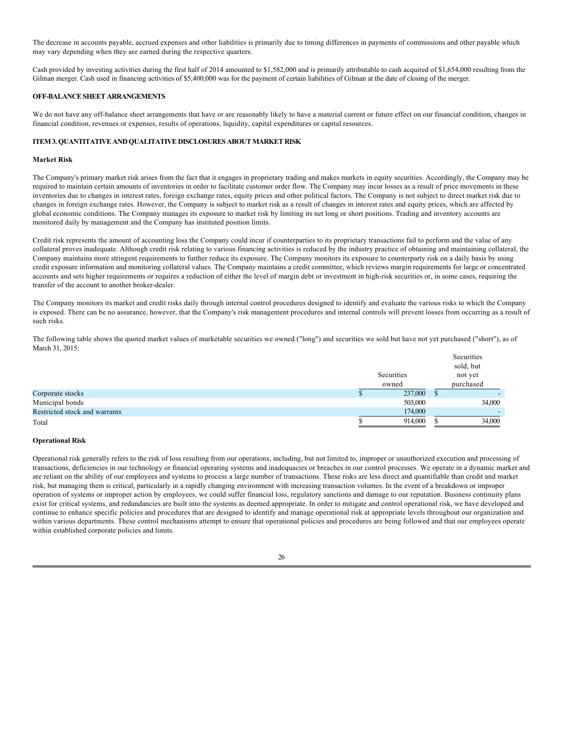The decrease in accounts payable, accrued expenses and other liabilities is primarily due to timing differences in payments of commissions and other payable which may vary depending when they are earned during the respective quarters.

Cash provided by investing activities during the first half of 2014 amounted to $1,582,000 and is primarily attributable to cash acquired of $1,654,000 resulting from the Gilman merger. Cash used in financing activities of $5,400,000 was for the payment of certain liabilities of Gilman at the date of closing of the merger.

**OFF-BALANCE SHEET ARRANGEMENTS**

We do not have any off-balance sheet arrangements that have or are reasonably likely to have a material current or future effect on our financial condition, changes in financial condition, revenues or expenses, results of operations, liquidity, capital expenditures or capital resources.

**ITEM 3. QUANTITATIVE AND QUALITATIVE DISCLOSURES ABOUT MARKET RISK**

**Market Risk**

The Company's primary market risk arises from the fact that it engages in proprietary trading and makes markets in equity securities. Accordingly, the Company may be required to maintain certain amounts of inventories in order to facilitate customer order flow. The Company may incur losses as a result of price movements in these inventories due to changes in interest rates, foreign exchange rates, equity prices and other political factors. The Company is not subject to direct market risk due to changes in foreign exchange rates. However, the Company is subject to market risk as a result of changes in interest rates and equity prices, which are affected by global economic conditions. The Company manages its exposure to market risk by limiting its net long or short positions. Trading and inventory accounts are monitored daily by management and the Company has instituted position limits.

Credit risk represents the amount of accounting loss the Company could incur if counterparties to its proprietary transactions fail to perform and the value of any collateral proves inadequate. Although credit risk relating to various financing activities is reduced by the industry practice of obtaining and maintaining collateral, the Company maintains more stringent requirements to further reduce its exposure. The Company monitors its exposure to counterparty risk on a daily basis by using credit exposure information and monitoring collateral values. The Company maintains a credit committee, which reviews margin requirements for large or concentrated accounts and sets higher requirements or requires a reduction of either the level of margin debt or investment in high-risk securities or, in some cases, requiring the transfer of the account to another broker-dealer.

The Company monitors its market and credit risks daily through internal control procedures designed to identify and evaluate the various risks to which the Company is exposed. There can be no assurance, however, that the Company's risk management procedures and internal controls will prevent losses from occurring as a result of such risks.

The following table shows the quoted market values of marketable securities we owned ("long") and securities we sold but have not yet purchased ("short"), as of March 31, 2015:

| | Securities owned | Securities sold, but not yet purchased |
|---|---|---|
| Corporate stocks | $ 237,000 | $ - |
| Municipal bonds | 503,000 | 34,000 |
| Restricted stock and warrants | 174,000 | - |
| Total | $ 914,000 | $ 34,000 |

**Operational Risk**

Operational risk generally refers to the risk of loss resulting from our operations, including, but not limited to, improper or unauthorized execution and processing of transactions, deficiencies in our technology or financial operating systems and inadequacies or breaches in our control processes. We operate in a dynamic market and are reliant on the ability of our employees and systems to process a large number of transactions. These risks are less direct and quantifiable than credit and market risk, but managing them is critical, particularly in a rapidly changing environment with increasing transaction volumes. In the event of a breakdown or improper operation of systems or improper action by employees, we could suffer financial loss, regulatory sanctions and damage to our reputation. Business continuity plans exist for critical systems, and redundancies are built into the systems as deemed appropriate. In order to mitigate and control operational risk, we have developed and continue to enhance specific policies and procedures that are designed to identify and manage operational risk at appropriate levels throughout our organization and within various departments. These control mechanisms attempt to ensure that operational policies and procedures are being followed and that our employees operate within established corporate policies and limits.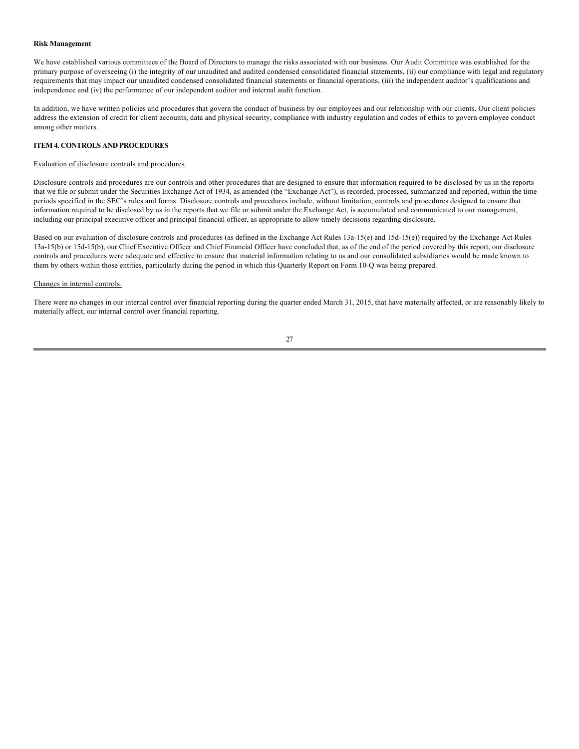**Risk Management**

We have established various committees of the Board of Directors to manage the risks associated with our business. Our Audit Committee was established for the primary purpose of overseeing (i) the integrity of our unaudited and audited condensed consolidated financial statements, (ii) our compliance with legal and regulatory requirements that may impact our unaudited condensed consolidated financial statements or financial operations, (iii) the independent auditor's qualifications and independence and (iv) the performance of our independent auditor and internal audit function.

In addition, we have written policies and procedures that govern the conduct of business by our employees and our relationship with our clients. Our client policies address the extension of credit for client accounts, data and physical security, compliance with industry regulation and codes of ethics to govern employee conduct among other matters.

## ITEM 4. CONTROLS AND PROCEDURES

Evaluation of disclosure controls and procedures.

Disclosure controls and procedures are our controls and other procedures that are designed to ensure that information required to be disclosed by us in the reports that we file or submit under the Securities Exchange Act of 1934, as amended (the "Exchange Act"), is recorded, processed, summarized and reported, within the time periods specified in the SEC's rules and forms. Disclosure controls and procedures include, without limitation, controls and procedures designed to ensure that information required to be disclosed by us in the reports that we file or submit under the Exchange Act, is accumulated and communicated to our management, including our principal executive officer and principal financial officer, as appropriate to allow timely decisions regarding disclosure.

Based on our evaluation of disclosure controls and procedures (as defined in the Exchange Act Rules 13a-15(e) and 15d-15(e)) required by the Exchange Act Rules 13a-15(b) or 15d-15(b), our Chief Executive Officer and Chief Financial Officer have concluded that, as of the end of the period covered by this report, our disclosure controls and procedures were adequate and effective to ensure that material information relating to us and our consolidated subsidiaries would be made known to them by others within those entities, particularly during the period in which this Quarterly Report on Form 10-Q was being prepared.

Changes in internal controls.

There were no changes in our internal control over financial reporting during the quarter ended March 31, 2015, that have materially affected, or are reasonably likely to materially affect, our internal control over financial reporting.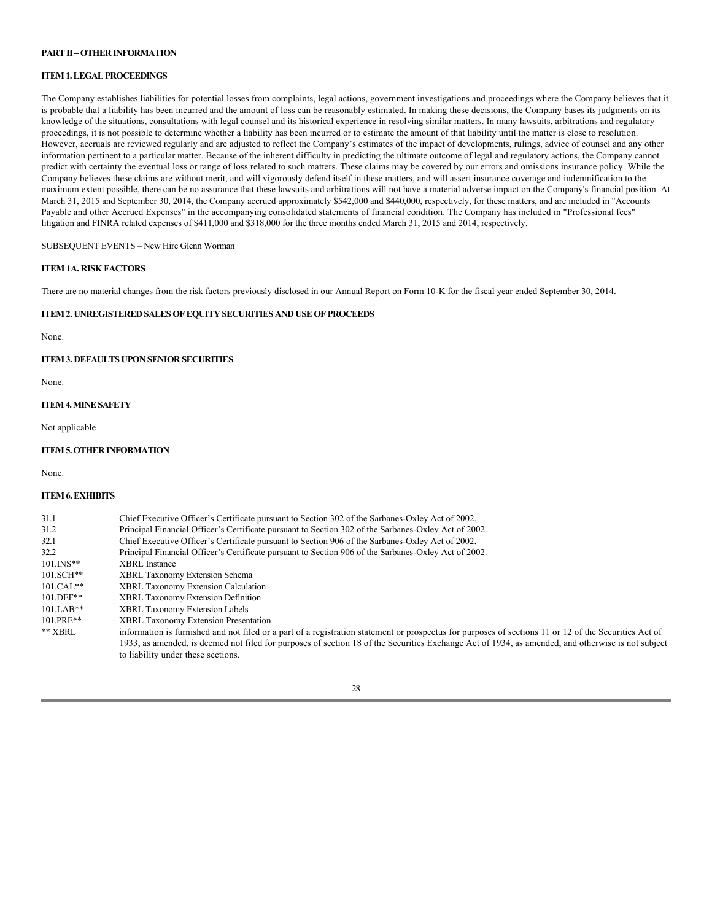**PART II – OTHER INFORMATION**

**ITEM 1. LEGAL PROCEEDINGS**

The Company establishes liabilities for potential losses from complaints, legal actions, government investigations and proceedings where the Company believes that it is probable that a liability has been incurred and the amount of loss can be reasonably estimated. In making these decisions, the Company bases its judgments on its knowledge of the situations, consultations with legal counsel and its historical experience in resolving similar matters. In many lawsuits, arbitrations and regulatory proceedings, it is not possible to determine whether a liability has been incurred or to estimate the amount of that liability until the matter is close to resolution. However, accruals are reviewed regularly and are adjusted to reflect the Company's estimates of the impact of developments, rulings, advice of counsel and any other information pertinent to a particular matter. Because of the inherent difficulty in predicting the ultimate outcome of legal and regulatory actions, the Company cannot predict with certainty the eventual loss or range of loss related to such matters. These claims may be covered by our errors and omissions insurance policy. While the Company believes these claims are without merit, and will vigorously defend itself in these matters, and will assert insurance coverage and indemnification to the maximum extent possible, there can be no assurance that these lawsuits and arbitrations will not have a material adverse impact on the Company's financial position. At March 31, 2015 and September 30, 2014, the Company accrued approximately $542,000 and $440,000, respectively, for these matters, and are included in "Accounts Payable and other Accrued Expenses" in the accompanying consolidated statements of financial condition. The Company has included in "Professional fees" litigation and FINRA related expenses of $411,000 and $318,000 for the three months ended March 31, 2015 and 2014, respectively.

SUBSEQUENT EVENTS – New Hire Glenn Worman

**ITEM 1A. RISK FACTORS**

There are no material changes from the risk factors previously disclosed in our Annual Report on Form 10-K for the fiscal year ended September 30, 2014.

**ITEM 2. UNREGISTERED SALES OF EQUITY SECURITIES AND USE OF PROCEEDS**

None.

**ITEM 3. DEFAULTS UPON SENIOR SECURITIES**

None.

**ITEM 4. MINE SAFETY**

Not applicable

**ITEM 5. OTHER INFORMATION**

None.

**ITEM 6. EXHIBITS**

| | |
|---|---|
| 31.1 | Chief Executive Officer's Certificate pursuant to Section 302 of the Sarbanes-Oxley Act of 2002. |
| 31.2 | Principal Financial Officer's Certificate pursuant to Section 302 of the Sarbanes-Oxley Act of 2002. |
| 32.1 | Chief Executive Officer's Certificate pursuant to Section 906 of the Sarbanes-Oxley Act of 2002. |
| 32.2 | Principal Financial Officer's Certificate pursuant to Section 906 of the Sarbanes-Oxley Act of 2002. |
| 101.INS** | XBRL Instance |
| 101.SCH** | XBRL Taxonomy Extension Schema |
| 101.CAL** | XBRL Taxonomy Extension Calculation |
| 101.DEF** | XBRL Taxonomy Extension Definition |
| 101.LAB** | XBRL Taxonomy Extension Labels |
| 101.PRE** | XBRL Taxonomy Extension Presentation |
| ** XBRL | information is furnished and not filed or a part of a registration statement or prospectus for purposes of sections 11 or 12 of the Securities Act of 1933, as amended, is deemed not filed for purposes of section 18 of the Securities Exchange Act of 1934, as amended, and otherwise is not subject to liability under these sections. |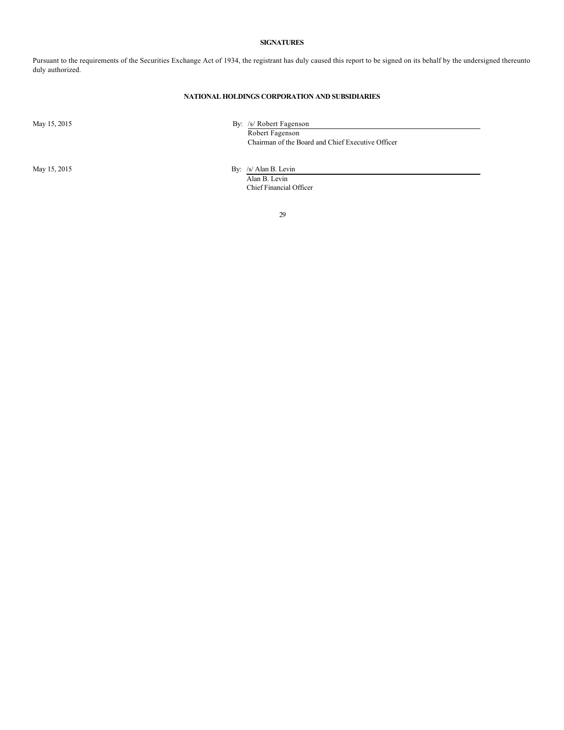**SIGNATURES**

Pursuant to the requirements of the Securities Exchange Act of 1934, the registrant has duly caused this report to be signed on its behalf by the undersigned thereunto duly authorized.

**NATIONAL HOLDINGS CORPORATION AND SUBSIDIARIES**

May 15, 2015

By: /s/ Robert Fagenson
Robert Fagenson
Chairman of the Board and Chief Executive Officer

May 15, 2015

By: /s/ Alan B. Levin
Alan B. Levin
Chief Financial Officer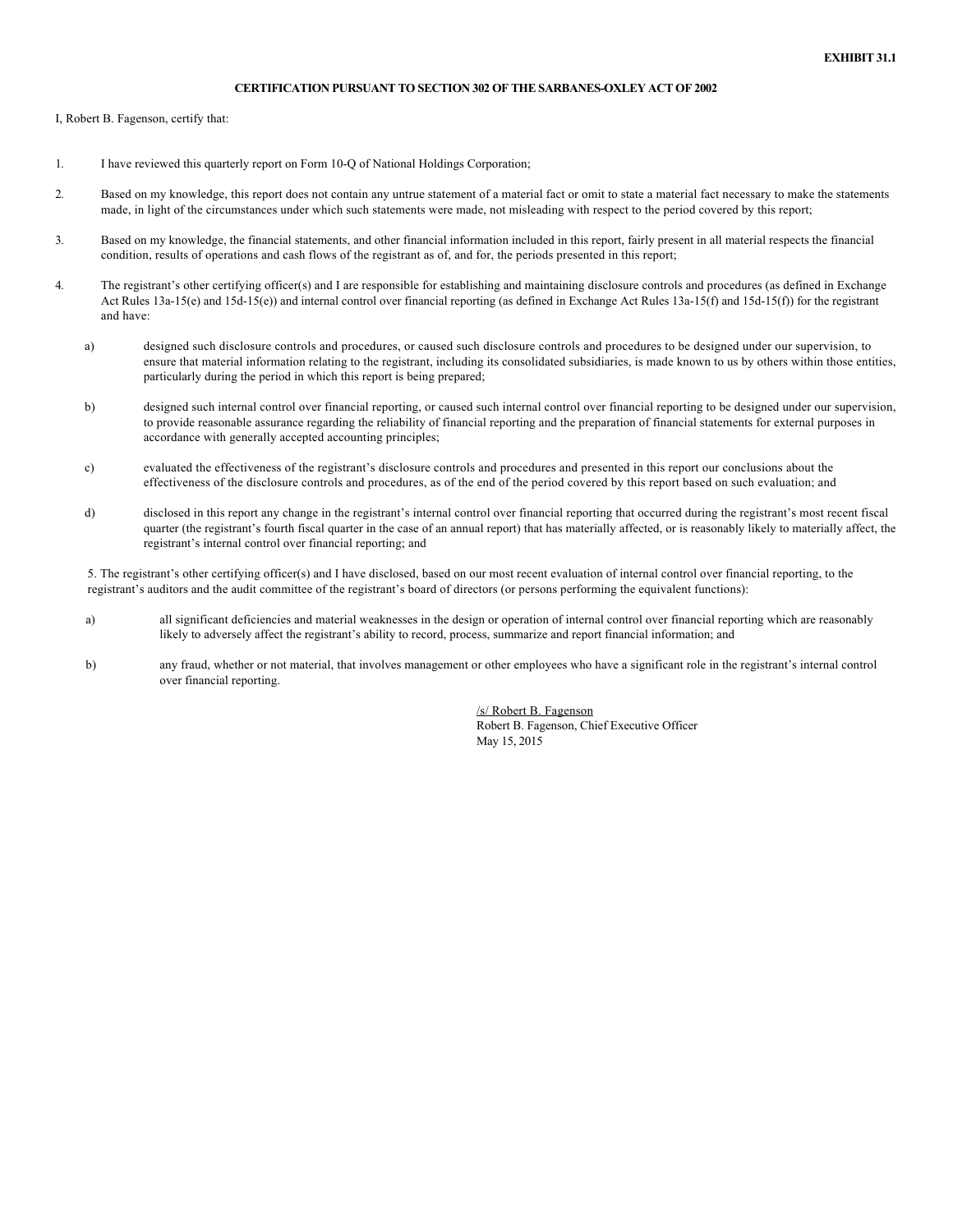**EXHIBIT 31.1**

**CERTIFICATION PURSUANT TO SECTION 302 OF THE SARBANES-OXLEY ACT OF 2002**

I, Robert B. Fagenson, certify that:

1. I have reviewed this quarterly report on Form 10-Q of National Holdings Corporation;

2. Based on my knowledge, this report does not contain any untrue statement of a material fact or omit to state a material fact necessary to make the statements made, in light of the circumstances under which such statements were made, not misleading with respect to the period covered by this report;

3. Based on my knowledge, the financial statements, and other financial information included in this report, fairly present in all material respects the financial condition, results of operations and cash flows of the registrant as of, and for, the periods presented in this report;

4. The registrant's other certifying officer(s) and I are responsible for establishing and maintaining disclosure controls and procedures (as defined in Exchange Act Rules 13a-15(e) and 15d-15(e)) and internal control over financial reporting (as defined in Exchange Act Rules 13a-15(f) and 15d-15(f)) for the registrant and have:

   a) designed such disclosure controls and procedures, or caused such disclosure controls and procedures to be designed under our supervision, to ensure that material information relating to the registrant, including its consolidated subsidiaries, is made known to us by others within those entities, particularly during the period in which this report is being prepared;

   b) designed such internal control over financial reporting, or caused such internal control over financial reporting to be designed under our supervision, to provide reasonable assurance regarding the reliability of financial reporting and the preparation of financial statements for external purposes in accordance with generally accepted accounting principles;

   c) evaluated the effectiveness of the registrant's disclosure controls and procedures and presented in this report our conclusions about the effectiveness of the disclosure controls and procedures, as of the end of the period covered by this report based on such evaluation; and

   d) disclosed in this report any change in the registrant's internal control over financial reporting that occurred during the registrant's most recent fiscal quarter (the registrant's fourth fiscal quarter in the case of an annual report) that has materially affected, or is reasonably likely to materially affect, the registrant's internal control over financial reporting; and

5. The registrant's other certifying officer(s) and I have disclosed, based on our most recent evaluation of internal control over financial reporting, to the registrant's auditors and the audit committee of the registrant's board of directors (or persons performing the equivalent functions):

   a) all significant deficiencies and material weaknesses in the design or operation of internal control over financial reporting which are reasonably likely to adversely affect the registrant's ability to record, process, summarize and report financial information; and

   b) any fraud, whether or not material, that involves management or other employees who have a significant role in the registrant's internal control over financial reporting.

/s/ Robert B. Fagenson
Robert B. Fagenson, Chief Executive Officer
May 15, 2015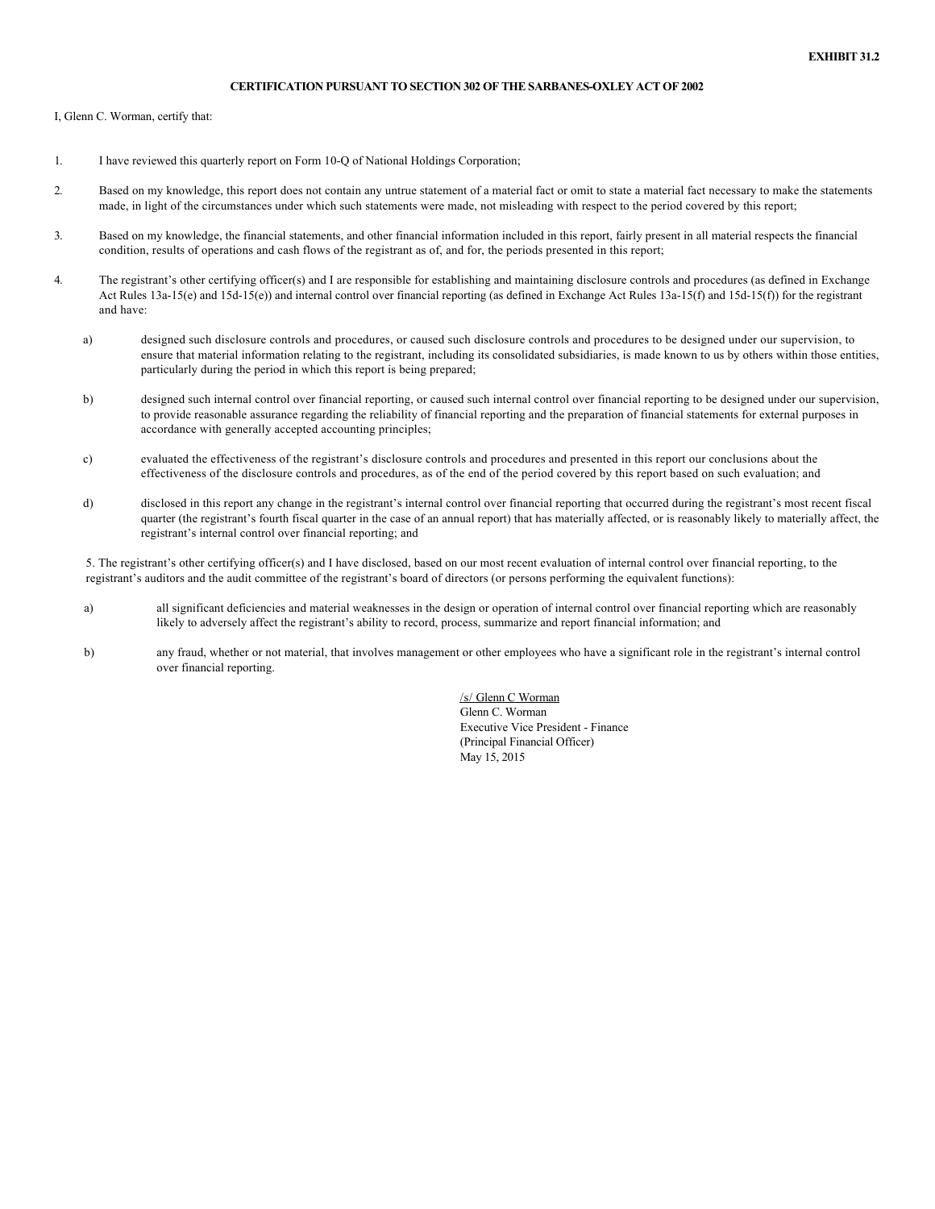**EXHIBIT 31.2**

**CERTIFICATION PURSUANT TO SECTION 302 OF THE SARBANES-OXLEY ACT OF 2002**

I, Glenn C. Worman, certify that:

1. I have reviewed this quarterly report on Form 10-Q of National Holdings Corporation;

2. Based on my knowledge, this report does not contain any untrue statement of a material fact or omit to state a material fact necessary to make the statements made, in light of the circumstances under which such statements were made, not misleading with respect to the period covered by this report;

3. Based on my knowledge, the financial statements, and other financial information included in this report, fairly present in all material respects the financial condition, results of operations and cash flows of the registrant as of, and for, the periods presented in this report;

4. The registrant's other certifying officer(s) and I are responsible for establishing and maintaining disclosure controls and procedures (as defined in Exchange Act Rules 13a-15(e) and 15d-15(e)) and internal control over financial reporting (as defined in Exchange Act Rules 13a-15(f) and 15d-15(f)) for the registrant and have:

   a) designed such disclosure controls and procedures, or caused such disclosure controls and procedures to be designed under our supervision, to ensure that material information relating to the registrant, including its consolidated subsidiaries, is made known to us by others within those entities, particularly during the period in which this report is being prepared;

   b) designed such internal control over financial reporting, or caused such internal control over financial reporting to be designed under our supervision, to provide reasonable assurance regarding the reliability of financial reporting and the preparation of financial statements for external purposes in accordance with generally accepted accounting principles;

   c) evaluated the effectiveness of the registrant's disclosure controls and procedures and presented in this report our conclusions about the effectiveness of the disclosure controls and procedures, as of the end of the period covered by this report based on such evaluation; and

   d) disclosed in this report any change in the registrant's internal control over financial reporting that occurred during the registrant's most recent fiscal quarter (the registrant's fourth fiscal quarter in the case of an annual report) that has materially affected, or is reasonably likely to materially affect, the registrant's internal control over financial reporting; and

5. The registrant's other certifying officer(s) and I have disclosed, based on our most recent evaluation of internal control over financial reporting, to the registrant's auditors and the audit committee of the registrant's board of directors (or persons performing the equivalent functions):

   a) all significant deficiencies and material weaknesses in the design or operation of internal control over financial reporting which are reasonably likely to adversely affect the registrant's ability to record, process, summarize and report financial information; and

   b) any fraud, whether or not material, that involves management or other employees who have a significant role in the registrant's internal control over financial reporting.

/s/ Glenn C Worman
Glenn C. Worman
Executive Vice President - Finance
(Principal Financial Officer)
May 15, 2015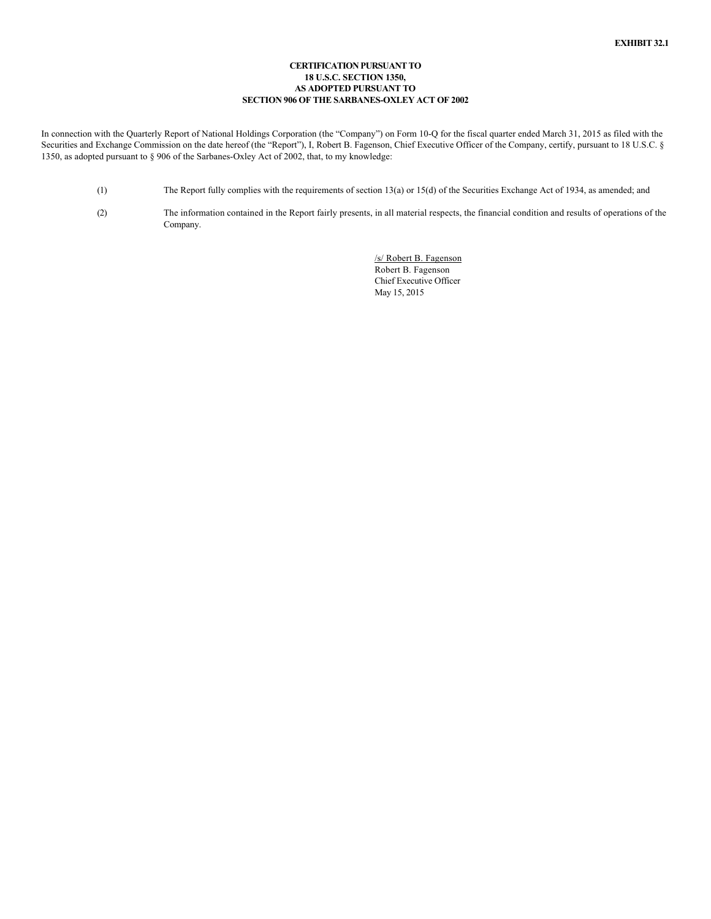**EXHIBIT 32.1**

**CERTIFICATION PURSUANT TO**
**18 U.S.C. SECTION 1350,**
**AS ADOPTED PURSUANT TO**
**SECTION 906 OF THE SARBANES-OXLEY ACT OF 2002**

In connection with the Quarterly Report of National Holdings Corporation (the "Company") on Form 10-Q for the fiscal quarter ended March 31, 2015 as filed with the Securities and Exchange Commission on the date hereof (the "Report"), I, Robert B. Fagenson, Chief Executive Officer of the Company, certify, pursuant to 18 U.S.C. § 1350, as adopted pursuant to § 906 of the Sarbanes-Oxley Act of 2002, that, to my knowledge:

(1) The Report fully complies with the requirements of section 13(a) or 15(d) of the Securities Exchange Act of 1934, as amended; and

(2) The information contained in the Report fairly presents, in all material respects, the financial condition and results of operations of the Company.

/s/ Robert B. Fagenson
Robert B. Fagenson
Chief Executive Officer
May 15, 2015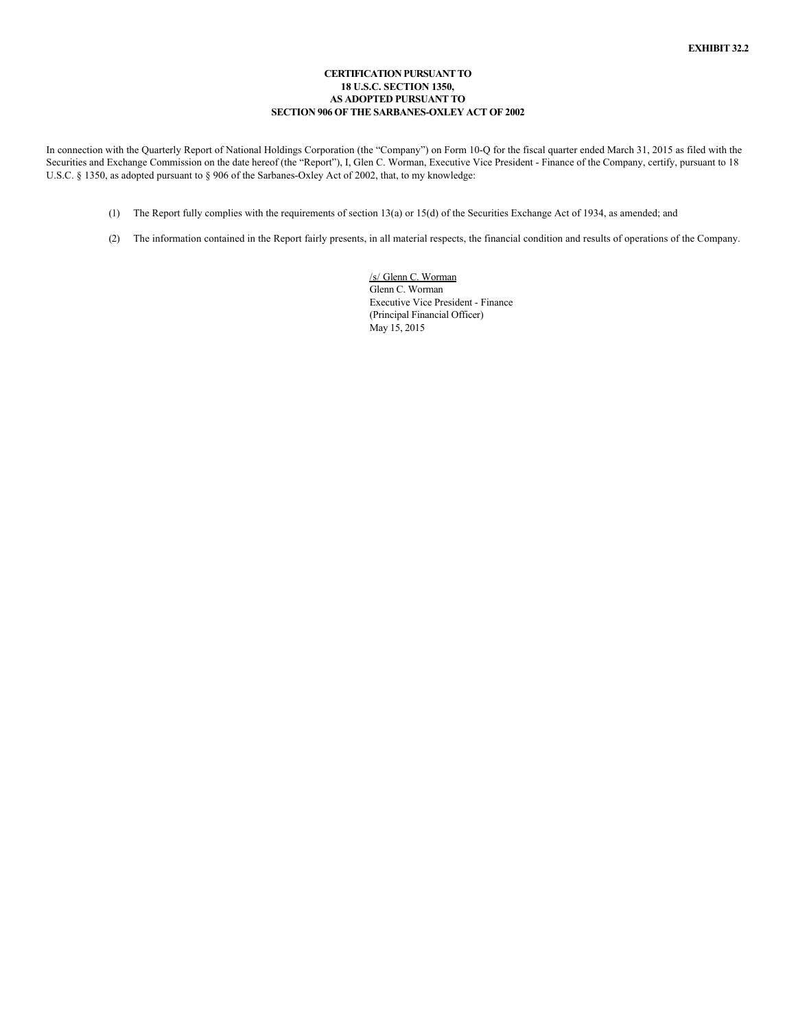**EXHIBIT 32.2**

**CERTIFICATION PURSUANT TO**
**18 U.S.C. SECTION 1350,**
**AS ADOPTED PURSUANT TO**
**SECTION 906 OF THE SARBANES-OXLEY ACT OF 2002**

In connection with the Quarterly Report of National Holdings Corporation (the "Company") on Form 10-Q for the fiscal quarter ended March 31, 2015 as filed with the Securities and Exchange Commission on the date hereof (the "Report"), I, Glen C. Worman, Executive Vice President - Finance of the Company, certify, pursuant to 18 U.S.C. § 1350, as adopted pursuant to § 906 of the Sarbanes-Oxley Act of 2002, that, to my knowledge:

(1) The Report fully complies with the requirements of section 13(a) or 15(d) of the Securities Exchange Act of 1934, as amended; and

(2) The information contained in the Report fairly presents, in all material respects, the financial condition and results of operations of the Company.

/s/ Glenn C. Worman
Glenn C. Worman
Executive Vice President - Finance
(Principal Financial Officer)
May 15, 2015